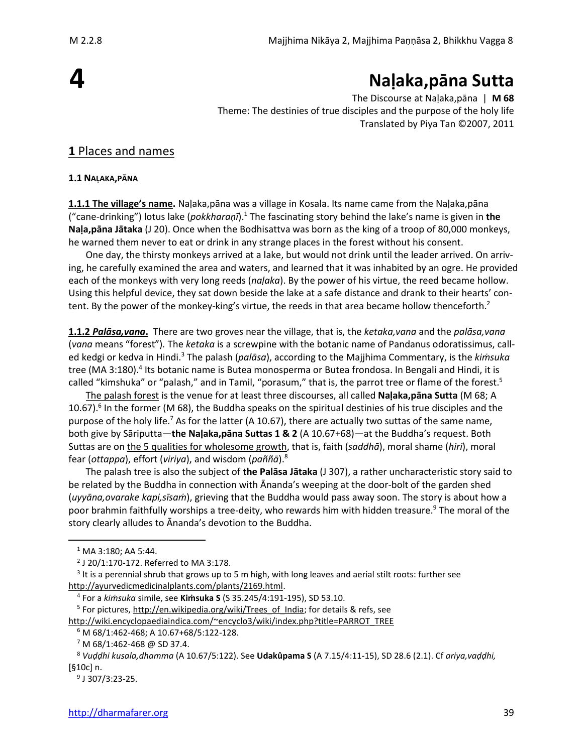# 4 Naḷaka,pāna Sutta

The Discourse at Naḷaka,pāna | **M 68**
Theme: The destinies of true disciples and the purpose of the holy life
Translated by Piya Tan ©2007, 2011

## 1 Places and names

### 1.1 NAḶAKA,PĀNA

**1.1.1 The village's name.** Naḷaka,pāna was a village in Kosala. Its name came from the Naḷaka,pāna ("cane-drinking") lotus lake (*pokkharaṇī*).[1] The fascinating story behind the lake's name is given in **the Naḷa,pāna Jātaka** (J 20). Once when the Bodhisattva was born as the king of a troop of 80,000 monkeys, he warned them never to eat or drink in any strange places in the forest without his consent.

One day, the thirsty monkeys arrived at a lake, but would not drink until the leader arrived. On arriving, he carefully examined the area and waters, and learned that it was inhabited by an ogre. He provided each of the monkeys with very long reeds (*naḷaka*). By the power of his virtue, the reed became hollow. Using this helpful device, they sat down beside the lake at a safe distance and drank to their hearts' content. By the power of the monkey-king's virtue, the reeds in that area became hollow thenceforth.[2]

**1.1.2 *Palāsa,vana*.** There are two groves near the village, that is, the *ketaka,vana* and the *palāsa,vana* (*vana* means "forest"). The *ketaka* is a screwpine with the botanic name of Pandanus odoratissimus, called kedgi or kedva in Hindi.[3] The palash (*palāsa*), according to the Majjhima Commentary, is the *kiṁsuka* tree (MA 3:180).[4] Its botanic name is Butea monosperma or Butea frondosa. In Bengali and Hindi, it is called "kimshuka" or "palash," and in Tamil, "porasum," that is, the parrot tree or flame of the forest.[5]

The palash forest is the venue for at least three discourses, all called **Naḷaka,pāna Sutta** (M 68; A 10.67).[6] In the former (M 68), the Buddha speaks on the spiritual destinies of his true disciples and the purpose of the holy life.[7] As for the latter (A 10.67), there are actually two suttas of the same name, both give by Sāriputta—**the Naḷaka,pāna Suttas 1 & 2** (A 10.67+68)—at the Buddha's request. Both Suttas are on the 5 qualities for wholesome growth, that is, faith (*saddhā*), moral shame (*hiri*), moral fear (*ottappa*), effort (*viriya*), and wisdom (*paññā*).[8]

The palash tree is also the subject of **the Palāsa Jātaka** (J 307), a rather uncharacteristic story said to be related by the Buddha in connection with Ānanda's weeping at the door-bolt of the garden shed (*uyyāna,ovarake kapi,sīsaṁ*), grieving that the Buddha would pass away soon. The story is about how a poor brahmin faithfully worships a tree-deity, who rewards him with hidden treasure.[9] The moral of the story clearly alludes to Ānanda's devotion to the Buddha.

---

[1] MA 3:180; AA 5:44.

[2] J 20/1:170-172. Referred to MA 3:178.

[3] It is a perennial shrub that grows up to 5 m high, with long leaves and aerial stilt roots: further see http://ayurvedicmedicinalplants.com/plants/2169.html.

[4] For a *kiṁsuka* simile, see **Kiṁsuka S** (S 35.245/4:191-195), SD 53.10.

[5] For pictures, http://en.wikipedia.org/wiki/Trees_of_India; for details & refs, see http://wiki.encyclopaediaindica.com/~encyclo3/wiki/index.php?title=PARROT_TREE

[6] M 68/1:462-468; A 10.67+68/5:122-128.

[7] M 68/1:462-468 @ SD 37.4.

[8] *Vuḍḍhi kusala,dhamma* (A 10.67/5:122). See **Udakûpama S** (A 7.15/4:11-15), SD 28.6 (2.1). Cf *ariya,vaḍḍhi,* [§10c] n.

[9] J 307/3:23-25.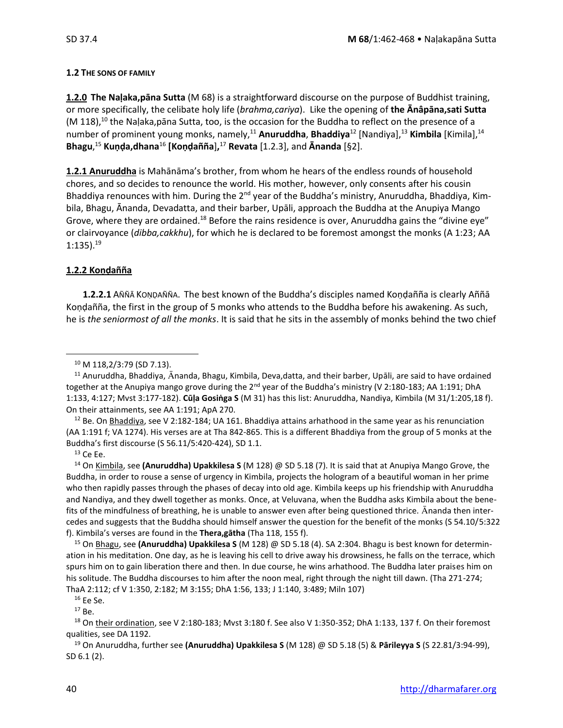### 1.2 THE SONS OF FAMILY

**1.2.0 The Naḷaka,pāna Sutta** (M 68) is a straightforward discourse on the purpose of Buddhist training, or more specifically, the celibate holy life (*brahma,cariya*). Like the opening of **the Ānâpāna,sati Sutta** (M 118),[10] the Naḷaka,pāna Sutta, too, is the occasion for the Buddha to reflect on the presence of a number of prominent young monks, namely,[11] **Anuruddha**, **Bhaddiya**[12] [Nandiya],[13] **Kimbila** [Kimila],[14] **Bhagu**,[15] **Kuṇḍa,dhana**[16] **[Koṇḍañña]**,[17] **Revata** [1.2.3], and **Ānanda** [§2].

**1.2.1 Anuruddha** is Mahānāma's brother, from whom he hears of the endless rounds of household chores, and so decides to renounce the world. His mother, however, only consents after his cousin Bhaddiya renounces with him. During the 2nd year of the Buddha's ministry, Anuruddha, Bhaddiya, Kimbila, Bhagu, Ānanda, Devadatta, and their barber, Upāli, approach the Buddha at the Anupiya Mango Grove, where they are ordained.[18] Before the rains residence is over, Anuruddha gains the "divine eye" or clairvoyance (*dibba,cakkhu*), for which he is declared to be foremost amongst the monks (A 1:23; AA 1:135).[19]

**1.2.2 Koṇḍañña**

**1.2.2.1** AÑÑĀ KOṆḌAÑÑA. The best known of the Buddha's disciples named Koṇḍañña is clearly Aññā Koṇḍañña, the first in the group of 5 monks who attends to the Buddha before his awakening. As such, he is *the seniormost of all the monks*. It is said that he sits in the assembly of monks behind the two chief

---

[10] M 118,2/3:79 (SD 7.13).

[11] Anuruddha, Bhaddiya, Ānanda, Bhagu, Kimbila, Deva,datta, and their barber, Upāli, are said to have ordained together at the Anupiya mango grove during the 2nd year of the Buddha's ministry (V 2:180-183; AA 1:191; DhA 1:133, 4:127; Mvst 3:177-182). **Cūḷa Gosiṅga S** (M 31) has this list: Anuruddha, Nandiya, Kimbila (M 31/1:205,18 f). On their attainments, see AA 1:191; ApA 270.

[12] Be. On Bhaddiya, see V 2:182-184; UA 161. Bhaddiya attains arhathood in the same year as his renunciation (AA 1:191 f; VA 1274). His verses are at Tha 842-865. This is a different Bhaddiya from the group of 5 monks at the Buddha's first discourse (S 56.11/5:420-424), SD 1.1.

[13] Ce Ee.

[14] On Kimbila, see **(Anuruddha) Upakkilesa S** (M 128) @ SD 5.18 (7). It is said that at Anupiya Mango Grove, the Buddha, in order to rouse a sense of urgency in Kimbila, projects the hologram of a beautiful woman in her prime who then rapidly passes through the phases of decay into old age. Kimbila keeps up his friendship with Anuruddha and Nandiya, and they dwell together as monks. Once, at Veluvana, when the Buddha asks Kimbila about the benefits of the mindfulness of breathing, he is unable to answer even after being questioned thrice. Ānanda then intercedes and suggests that the Buddha should himself answer the question for the benefit of the monks (S 54.10/5:322 f). Kimbila's verses are found in the **Thera,gāthā** (Tha 118, 155 f).

[15] On Bhagu, see **(Anuruddha) Upakkilesa S** (M 128) @ SD 5.18 (4). SA 2:304. Bhagu is best known for determination in his meditation. One day, as he is leaving his cell to drive away his drowsiness, he falls on the terrace, which spurs him on to gain liberation there and then. In due course, he wins arhathood. The Buddha later praises him on his solitude. The Buddha discourses to him after the noon meal, right through the night till dawn. (Tha 271-274; ThaA 2:112; cf V 1:350, 2:182; M 3:155; DhA 1:56, 133; J 1:140, 3:489; Miln 107)

[16] Ee Se.

[17] Be.

[18] On their ordination, see V 2:180-183; Mvst 3:180 f. See also V 1:350-352; DhA 1:133, 137 f. On their foremost qualities, see DA 1192.

[19] On Anuruddha, further see **(Anuruddha) Upakkilesa S** (M 128) @ SD 5.18 (5) & **Pārileyya S** (S 22.81/3:94-99), SD 6.1 (2).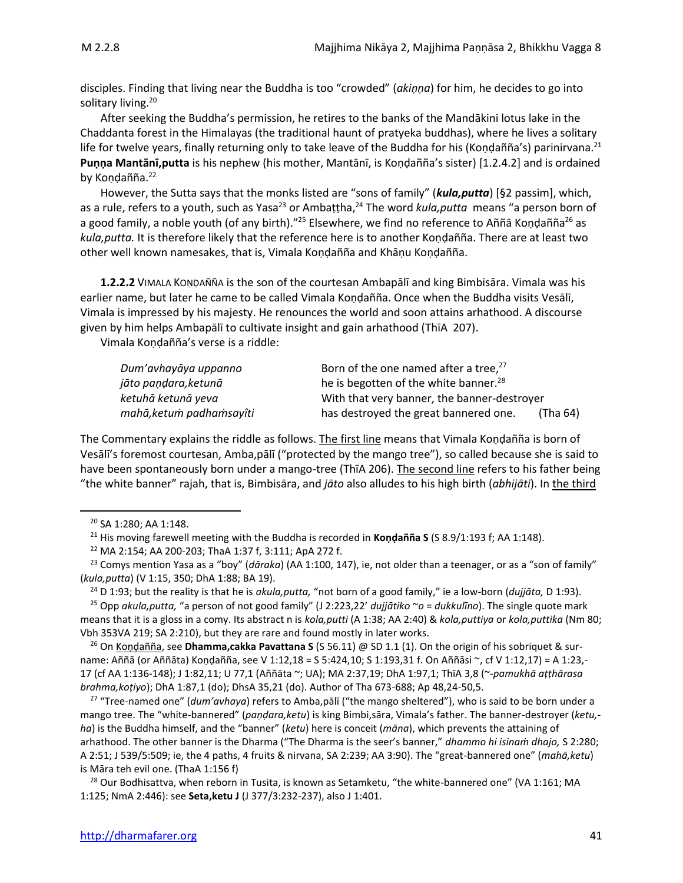disciples. Finding that living near the Buddha is too "crowded" (*akiṇṇa*) for him, he decides to go into solitary living.[20]

After seeking the Buddha's permission, he retires to the banks of the Mandākini lotus lake in the Chaddanta forest in the Himalayas (the traditional haunt of pratyeka buddhas), where he lives a solitary life for twelve years, finally returning only to take leave of the Buddha for his (Koṇḍañña's) parinirvana.[21] **Puṇṇa Mantānī,putta** is his nephew (his mother, Mantānī, is Koṇḍañña's sister) [1.2.4.2] and is ordained by Koṇḍañña.[22]

However, the Sutta says that the monks listed are "sons of family" (***kula,putta***) [§2 passim], which, as a rule, refers to a youth, such as Yasa[23] or Ambaṭṭha,[24] The word *kula,putta* means "a person born of a good family, a noble youth (of any birth)."[25] Elsewhere, we find no reference to Aññā Koṇḍañña[26] as *kula,putta.* It is therefore likely that the reference here is to another Koṇḍañña. There are at least two other well known namesakes, that is, Vimala Koṇḍañña and Khāṇu Koṇḍañña.

**1.2.2.2** VIMALA KOṆḌAÑÑA is the son of the courtesan Ambapālī and king Bimbisāra. Vimala was his earlier name, but later he came to be called Vimala Koṇḍañña. Once when the Buddha visits Vesālī, Vimala is impressed by his majesty. He renounces the world and soon attains arhathood. A discourse given by him helps Ambapālī to cultivate insight and gain arhathood (ThīA 207).

Vimala Koṇḍañña's verse is a riddle:

| | |
|---|---|
| *Dum'avhayāya uppanno* | Born of the one named after a tree,[27] |
| *jāto paṇḍara,ketunā* | he is begotten of the white banner.[28] |
| *ketuhā ketunā yeva* | With that very banner, the banner-destroyer |
| *mahā,ketuṁ padhaṁsayîti* | has destroyed the great bannered one. (Tha 64) |

The Commentary explains the riddle as follows. The first line means that Vimala Koṇḍañña is born of Vesālī's foremost courtesan, Amba,pālī ("protected by the mango tree"), so called because she is said to have been spontaneously born under a mango-tree (ThīA 206). The second line refers to his father being "the white banner" rajah, that is, Bimbisāra, and *jāto* also alludes to his high birth (*abhijāti*). In the third

---

[20] SA 1:280; AA 1:148.

[21] His moving farewell meeting with the Buddha is recorded in **Koṇḍañña S** (S 8.9/1:193 f; AA 1:148).

[22] MA 2:154; AA 200-203; ThaA 1:37 f, 3:111; ApA 272 f.

[23] Comys mention Yasa as a "boy" (*dāraka*) (AA 1:100, 147), ie, not older than a teenager, or as a "son of family" (*kula,putta*) (V 1:15, 350; DhA 1:88; BA 19).

[24] D 1:93; but the reality is that he is *akula,putta,* "not born of a good family," ie a low-born (*dujjāta,* D 1:93).

[25] Opp *akula,putta,* "a person of not good family" (J 2:223,22' *dujjātiko ~o* = *dukkulīno*). The single quote mark means that it is a gloss in a comy. Its abstract n is *kola,putti* (A 1:38; AA 2:40) & *kola,puttiya* or *kola,puttika* (Nm 80; Vbh 353VA 219; SA 2:210), but they are rare and found mostly in later works.

[26] On Koṇḍañña, see **Dhamma,cakka Pavattana S** (S 56.11) @ SD 1.1 (1). On the origin of his sobriquet & surname: Aññā (or Aññāta) Koṇḍañña, see V 1:12,18 = S 5:424,10; S 1:193,31 f. On Aññāsi ~, cf V 1:12,17) = A 1:23,-17 (cf AA 1:136-148); J 1:82,11; U 77,1 (Aññāta ~; UA); MA 2:37,19; DhA 1:97,1; ThīA 3,8 (~-*pamukhā aṭṭhārasa brahma,koṭiyo*); DhA 1:87,1 (do); DhsA 35,21 (do). Author of Tha 673-688; Ap 48,24-50,5.

[27] "Tree-named one" (*dum'avhaya*) refers to Amba,pālī ("the mango sheltered"), who is said to be born under a mango tree. The "white-bannered" (*paṇḍara,ketu*) is king Bimbi,sāra, Vimala's father. The banner-destroyer (*ketu,-ha*) is the Buddha himself, and the "banner" (*ketu*) here is conceit (*māna*), which prevents the attaining of arhathood. The other banner is the Dharma ("The Dharma is the seer's banner," *dhammo hi isinaṁ dhajo,* S 2:280; A 2:51; J 539/5:509; ie, the 4 paths, 4 fruits & nirvana, SA 2:239; AA 3:90). The "great-bannered one" (*mahā,ketu*) is Māra teh evil one. (ThaA 1:156 f)

[28] Our Bodhisattva, when reborn in Tusita, is known as Setamketu, "the white-bannered one" (VA 1:161; MA 1:125; NmA 2:446): see **Seta,ketu J** (J 377/3:232-237), also J 1:401.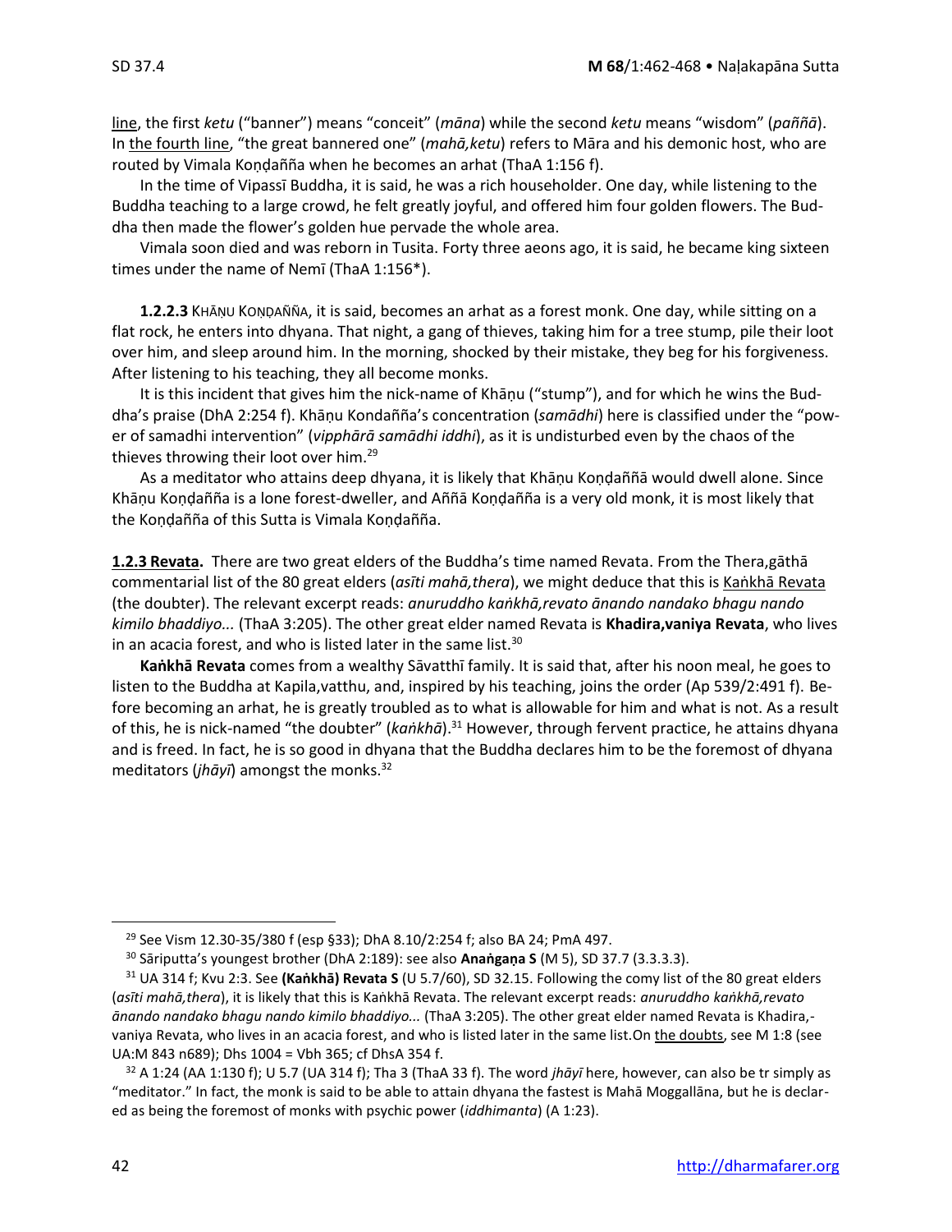line, the first *ketu* ("banner") means "conceit" (*māna*) while the second *ketu* means "wisdom" (*paññā*). In the fourth line, "the great bannered one" (*mahā,ketu*) refers to Māra and his demonic host, who are routed by Vimala Koṇḍañña when he becomes an arhat (ThaA 1:156 f).

In the time of Vipassī Buddha, it is said, he was a rich householder. One day, while listening to the Buddha teaching to a large crowd, he felt greatly joyful, and offered him four golden flowers. The Buddha then made the flower's golden hue pervade the whole area.

Vimala soon died and was reborn in Tusita. Forty three aeons ago, it is said, he became king sixteen times under the name of Nemī (ThaA 1:156*).

**1.2.2.3** KHĀṆU KOṆḌAÑÑA, it is said, becomes an arhat as a forest monk. One day, while sitting on a flat rock, he enters into dhyana. That night, a gang of thieves, taking him for a tree stump, pile their loot over him, and sleep around him. In the morning, shocked by their mistake, they beg for his forgiveness. After listening to his teaching, they all become monks.

It is this incident that gives him the nick-name of Khāṇu ("stump"), and for which he wins the Buddha's praise (DhA 2:254 f). Khāṇu Kondañña's concentration (*samādhi*) here is classified under the "power of samadhi intervention" (*vipphārā samādhi iddhi*), as it is undisturbed even by the chaos of the thieves throwing their loot over him.[29]

As a meditator who attains deep dhyana, it is likely that Khāṇu Koṇḍaññā would dwell alone. Since Khāṇu Koṇḍañña is a lone forest-dweller, and Aññā Koṇḍañña is a very old monk, it is most likely that the Koṇḍañña of this Sutta is Vimala Koṇḍañña.

**1.2.3 Revata.** There are two great elders of the Buddha's time named Revata. From the Thera,gāthā commentarial list of the 80 great elders (*asīti mahā,thera*), we might deduce that this is Kaṅkhā Revata (the doubter). The relevant excerpt reads: *anuruddho kaṅkhā,revato ānando nandako bhagu nando kimilo bhaddiyo...* (ThaA 3:205). The other great elder named Revata is **Khadira,vaniya Revata**, who lives in an acacia forest, and who is listed later in the same list.[30]

**Kaṅkhā Revata** comes from a wealthy Sāvatthī family. It is said that, after his noon meal, he goes to listen to the Buddha at Kapila,vatthu, and, inspired by his teaching, joins the order (Ap 539/2:491 f). Before becoming an arhat, he is greatly troubled as to what is allowable for him and what is not. As a result of this, he is nick-named "the doubter" (*kaṅkhā*).[31] However, through fervent practice, he attains dhyana and is freed. In fact, he is so good in dhyana that the Buddha declares him to be the foremost of dhyana meditators (*jhāyī*) amongst the monks.[32]

---

[29] See Vism 12.30-35/380 f (esp §33); DhA 8.10/2:254 f; also BA 24; PmA 497.

[30] Sāriputta's youngest brother (DhA 2:189): see also **Anaṅgaṇa S** (M 5), SD 37.7 (3.3.3.3).

[31] UA 314 f; Kvu 2:3. See **(Kaṅkhā) Revata S** (U 5.7/60), SD 32.15. Following the comy list of the 80 great elders (*asīti mahā,thera*), it is likely that this is Kaṅkhā Revata. The relevant excerpt reads: *anuruddho kaṅkhā,revato ānando nandako bhagu nando kimilo bhaddiyo...* (ThaA 3:205). The other great elder named Revata is Khadira,-vaniya Revata, who lives in an acacia forest, and who is listed later in the same list.On the doubts, see M 1:8 (see UA:M 843 n689); Dhs 1004 = Vbh 365; cf DhsA 354 f.

[32] A 1:24 (AA 1:130 f); U 5.7 (UA 314 f); Tha 3 (ThaA 33 f). The word *jhāyī* here, however, can also be tr simply as "meditator." In fact, the monk is said to be able to attain dhyana the fastest is Mahā Moggallāna, but he is declared as being the foremost of monks with psychic power (*iddhimanta*) (A 1:23).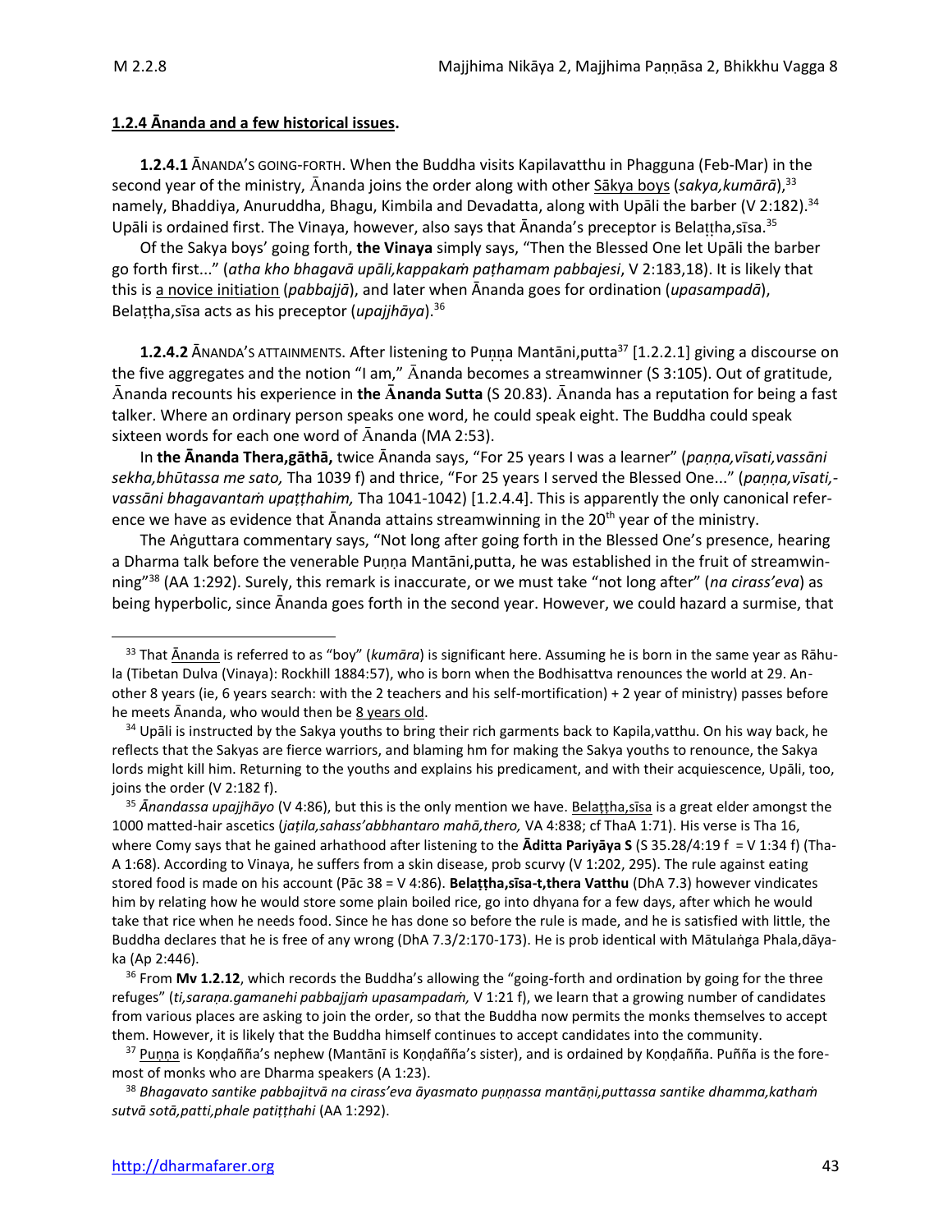### 1.2.4 Ānanda and a few historical issues.

**1.2.4.1** ĀNANDA'S GOING-FORTH. When the Buddha visits Kapilavatthu in Phagguna (Feb-Mar) in the second year of the ministry, Ānanda joins the order along with other Sākya boys (*sakya,kumārā*),[33] namely, Bhaddiya, Anuruddha, Bhagu, Kimbila and Devadatta, along with Upāli the barber (V 2:182).[34] Upāli is ordained first. The Vinaya, however, also says that Ānanda's preceptor is Belaṭṭha,sīsa.[35]

Of the Sakya boys' going forth, **the Vinaya** simply says, "Then the Blessed One let Upāli the barber go forth first..." (*atha kho bhagavā upāli,kappakaṁ paṭhamam pabbajesi*, V 2:183,18). It is likely that this is a novice initiation (*pabbajjā*), and later when Ānanda goes for ordination (*upasampadā*), Belaṭṭha,sīsa acts as his preceptor (*upajjhāya*).[36]

**1.2.4.2** ĀNANDA'S ATTAINMENTS. After listening to Puṇṇa Mantāni,putta[37] [1.2.2.1] giving a discourse on the five aggregates and the notion "I am," Ānanda becomes a streamwinner (S 3:105). Out of gratitude, Ānanda recounts his experience in **the Ānanda Sutta** (S 20.83). Ānanda has a reputation for being a fast talker. Where an ordinary person speaks one word, he could speak eight. The Buddha could speak sixteen words for each one word of Ānanda (MA 2:53).

In **the Ānanda Thera,gāthā,** twice Ānanda says, "For 25 years I was a learner" (*paṇṇa,vīsati,vassāni sekha,bhūtassa me sato,* Tha 1039 f) and thrice, "For 25 years I served the Blessed One..." (*paṇṇa,vīsati,-vassāni bhagavantaṁ upaṭṭhahim,* Tha 1041-1042) [1.2.4.4]. This is apparently the only canonical reference we have as evidence that Ānanda attains streamwinning in the 20th year of the ministry.

The Aṅguttara commentary says, "Not long after going forth in the Blessed One's presence, hearing a Dharma talk before the venerable Puṇṇa Mantāni,putta, he was established in the fruit of streamwinning"[38] (AA 1:292). Surely, this remark is inaccurate, or we must take "not long after" (*na cirass'eva*) as being hyperbolic, since Ānanda goes forth in the second year. However, we could hazard a surmise, that

---

[33] That Ānanda is referred to as "boy" (*kumāra*) is significant here. Assuming he is born in the same year as Rāhula (Tibetan Dulva (Vinaya): Rockhill 1884:57), who is born when the Bodhisattva renounces the world at 29. Another 8 years (ie, 6 years search: with the 2 teachers and his self-mortification) + 2 year of ministry) passes before he meets Ānanda, who would then be 8 years old.

[34] Upāli is instructed by the Sakya youths to bring their rich garments back to Kapila,vatthu. On his way back, he reflects that the Sakyas are fierce warriors, and blaming hm for making the Sakya youths to renounce, the Sakya lords might kill him. Returning to the youths and explains his predicament, and with their acquiescence, Upāli, too, joins the order (V 2:182 f).

[35] *Ānandassa upajjhāyo* (V 4:86), but this is the only mention we have. Belaṭṭha,sīsa is a great elder amongst the 1000 matted-hair ascetics (*jaṭila,sahass'abbhantaro mahā,thero,* VA 4:838; cf ThaA 1:71). His verse is Tha 16, where Comy says that he gained arhathood after listening to the **Āditta Pariyāya S** (S 35.28/4:19 f = V 1:34 f) (ThaA 1:68). According to Vinaya, he suffers from a skin disease, prob scurvy (V 1:202, 295). The rule against eating stored food is made on his account (Pāc 38 = V 4:86). **Belaṭṭha,sīsa-t,thera Vatthu** (DhA 7.3) however vindicates him by relating how he would store some plain boiled rice, go into dhyana for a few days, after which he would take that rice when he needs food. Since he has done so before the rule is made, and he is satisfied with little, the Buddha declares that he is free of any wrong (DhA 7.3/2:170-173). He is prob identical with Mātulaṅga Phala,dāyaka (Ap 2:446).

[36] From **Mv 1.2.12**, which records the Buddha's allowing the "going-forth and ordination by going for the three refuges" (*ti,saraṇa.gamanehi pabbajjaṁ upasampadaṁ,* V 1:21 f), we learn that a growing number of candidates from various places are asking to join the order, so that the Buddha now permits the monks themselves to accept them. However, it is likely that the Buddha himself continues to accept candidates into the community.

[37] Puṇṇa is Koṇḍañña's nephew (Mantānī is Koṇḍañña's sister), and is ordained by Koṇḍañña. Puñña is the foremost of monks who are Dharma speakers (A 1:23).

[38] *Bhagavato santike pabbajitvā na cirass'eva āyasmato puṇṇassa mantāṇi,puttassa santike dhamma,kathaṁ sutvā sotā,patti,phale patiṭṭhahi* (AA 1:292).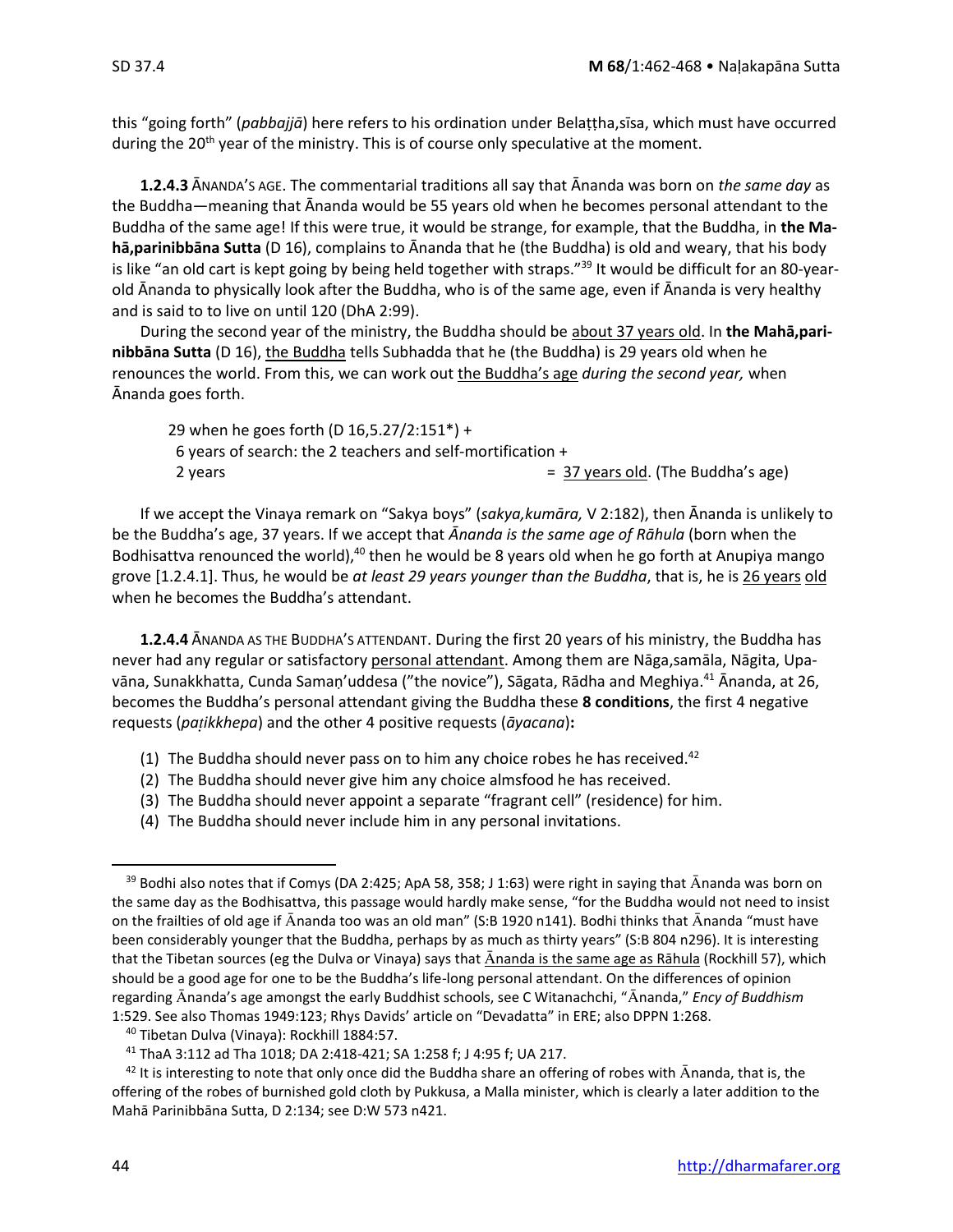this "going forth" (*pabbajjā*) here refers to his ordination under Belaṭṭha,sīsa, which must have occurred during the 20th year of the ministry. This is of course only speculative at the moment.

**1.2.4.3** ĀNANDA'S AGE. The commentarial traditions all say that Ānanda was born on *the same day* as the Buddha—meaning that Ānanda would be 55 years old when he becomes personal attendant to the Buddha of the same age! If this were true, it would be strange, for example, that the Buddha, in **the Mahā,parinibbāna Sutta** (D 16), complains to Ānanda that he (the Buddha) is old and weary, that his body is like "an old cart is kept going by being held together with straps."[39] It would be difficult for an 80-year-old Ānanda to physically look after the Buddha, who is of the same age, even if Ānanda is very healthy and is said to to live on until 120 (DhA 2:99).

During the second year of the ministry, the Buddha should be about 37 years old. In **the Mahā,parinibbāna Sutta** (D 16), the Buddha tells Subhadda that he (the Buddha) is 29 years old when he renounces the world. From this, we can work out the Buddha's age *during the second year,* when Ānanda goes forth.

> 29 when he goes forth (D 16,5.27/2:151*) +
> 6 years of search: the 2 teachers and self-mortification +
> 2 years = 37 years old. (The Buddha's age)

If we accept the Vinaya remark on "Sakya boys" (*sakya,kumāra,* V 2:182), then Ānanda is unlikely to be the Buddha's age, 37 years. If we accept that *Ānanda is the same age of Rāhula* (born when the Bodhisattva renounced the world),[40] then he would be 8 years old when he go forth at Anupiya mango grove [1.2.4.1]. Thus, he would be *at least 29 years younger than the Buddha*, that is, he is 26 years old when he becomes the Buddha's attendant.

**1.2.4.4** ĀNANDA AS THE BUDDHA'S ATTENDANT. During the first 20 years of his ministry, the Buddha has never had any regular or satisfactory personal attendant. Among them are Nāga,samāla, Nāgita, Upavāna, Sunakkhatta, Cunda Samaṇ'uddesa ("the novice"), Sāgata, Rādha and Meghiya.[41] Ānanda, at 26, becomes the Buddha's personal attendant giving the Buddha these **8 conditions**, the first 4 negative requests (*paṭikkhepa*) and the other 4 positive requests (*āyacana*)**:**

(1) The Buddha should never pass on to him any choice robes he has received.[42]
(2) The Buddha should never give him any choice almsfood he has received.
(3) The Buddha should never appoint a separate "fragrant cell" (residence) for him.
(4) The Buddha should never include him in any personal invitations.

---

[39] Bodhi also notes that if Comys (DA 2:425; ApA 58, 358; J 1:63) were right in saying that Ānanda was born on the same day as the Bodhisattva, this passage would hardly make sense, "for the Buddha would not need to insist on the frailties of old age if Ānanda too was an old man" (S:B 1920 n141). Bodhi thinks that Ānanda "must have been considerably younger that the Buddha, perhaps by as much as thirty years" (S:B 804 n296). It is interesting that the Tibetan sources (eg the Dulva or Vinaya) says that Ānanda is the same age as Rāhula (Rockhill 57), which should be a good age for one to be the Buddha's life-long personal attendant. On the differences of opinion regarding Ānanda's age amongst the early Buddhist schools, see C Witanachchi, "Ānanda," *Ency of Buddhism* 1:529. See also Thomas 1949:123; Rhys Davids' article on "Devadatta" in ERE; also DPPN 1:268.

[40] Tibetan Dulva (Vinaya): Rockhill 1884:57.

[41] ThaA 3:112 ad Tha 1018; DA 2:418-421; SA 1:258 f; J 4:95 f; UA 217.

[42] It is interesting to note that only once did the Buddha share an offering of robes with Ānanda, that is, the offering of the robes of burnished gold cloth by Pukkusa, a Malla minister, which is clearly a later addition to the Mahā Parinibbāna Sutta, D 2:134; see D:W 573 n421.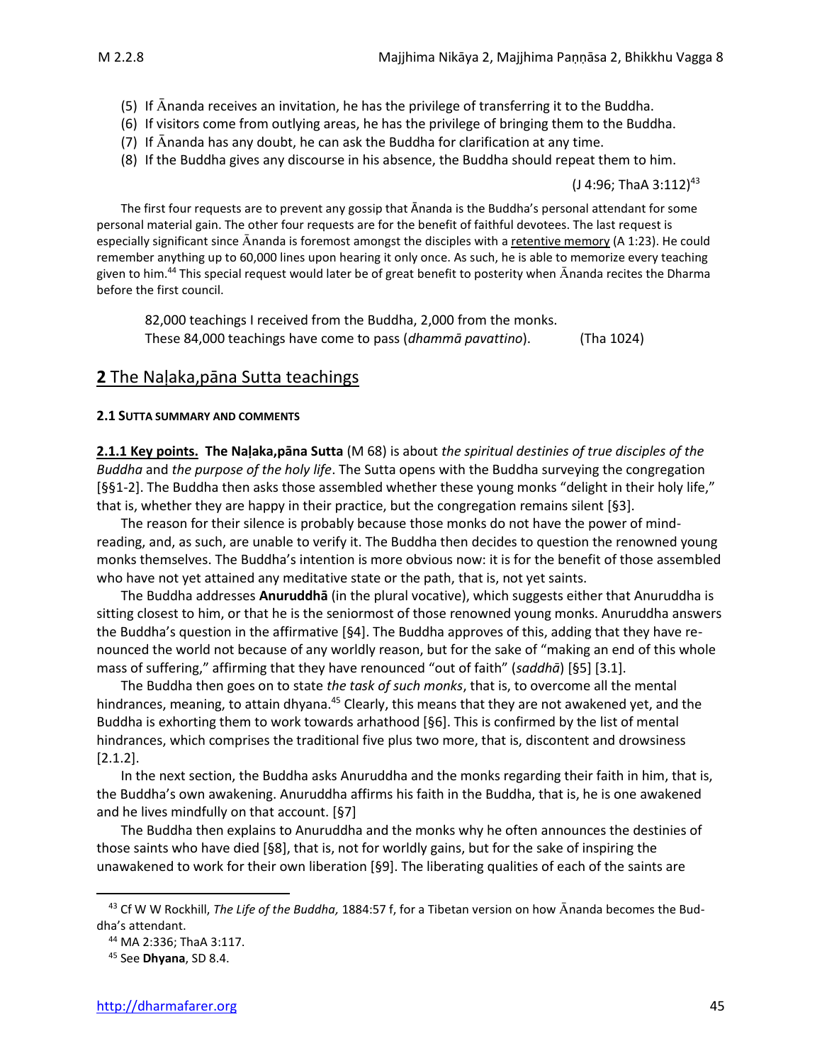(5) If Ānanda receives an invitation, he has the privilege of transferring it to the Buddha.
(6) If visitors come from outlying areas, he has the privilege of bringing them to the Buddha.
(7) If Ānanda has any doubt, he can ask the Buddha for clarification at any time.
(8) If the Buddha gives any discourse in his absence, the Buddha should repeat them to him.

(J 4:96; ThaA 3:112)[43]

The first four requests are to prevent any gossip that Ānanda is the Buddha's personal attendant for some personal material gain. The other four requests are for the benefit of faithful devotees. The last request is especially significant since Ānanda is foremost amongst the disciples with a retentive memory (A 1:23). He could remember anything up to 60,000 lines upon hearing it only once. As such, he is able to memorize every teaching given to him.[44] This special request would later be of great benefit to posterity when Ānanda recites the Dharma before the first council.

> 82,000 teachings I received from the Buddha, 2,000 from the monks.
> These 84,000 teachings have come to pass (*dhammā pavattino*). (Tha 1024)

## **2** The Naḷaka,pāna Sutta teachings

#### **2.1 SUTTA SUMMARY AND COMMENTS**

**2.1.1 Key points. The Naḷaka,pāna Sutta** (M 68) is about *the spiritual destinies of true disciples of the Buddha* and *the purpose of the holy life*. The Sutta opens with the Buddha surveying the congregation [§§1-2]. The Buddha then asks those assembled whether these young monks "delight in their holy life," that is, whether they are happy in their practice, but the congregation remains silent [§3].

The reason for their silence is probably because those monks do not have the power of mind-reading, and, as such, are unable to verify it. The Buddha then decides to question the renowned young monks themselves. The Buddha's intention is more obvious now: it is for the benefit of those assembled who have not yet attained any meditative state or the path, that is, not yet saints.

The Buddha addresses **Anuruddhā** (in the plural vocative), which suggests either that Anuruddha is sitting closest to him, or that he is the seniormost of those renowned young monks. Anuruddha answers the Buddha's question in the affirmative [§4]. The Buddha approves of this, adding that they have renounced the world not because of any worldly reason, but for the sake of "making an end of this whole mass of suffering," affirming that they have renounced "out of faith" (*saddhā*) [§5] [3.1].

The Buddha then goes on to state *the task of such monks*, that is, to overcome all the mental hindrances, meaning, to attain dhyana.[45] Clearly, this means that they are not awakened yet, and the Buddha is exhorting them to work towards arhathood [§6]. This is confirmed by the list of mental hindrances, which comprises the traditional five plus two more, that is, discontent and drowsiness [2.1.2].

In the next section, the Buddha asks Anuruddha and the monks regarding their faith in him, that is, the Buddha's own awakening. Anuruddha affirms his faith in the Buddha, that is, he is one awakened and he lives mindfully on that account. [§7]

The Buddha then explains to Anuruddha and the monks why he often announces the destinies of those saints who have died [§8], that is, not for worldly gains, but for the sake of inspiring the unawakened to work for their own liberation [§9]. The liberating qualities of each of the saints are

---

[43] Cf W W Rockhill, *The Life of the Buddha,* 1884:57 f, for a Tibetan version on how Ānanda becomes the Buddha's attendant.

[44] MA 2:336; ThaA 3:117.

[45] See **Dhyana**, SD 8.4.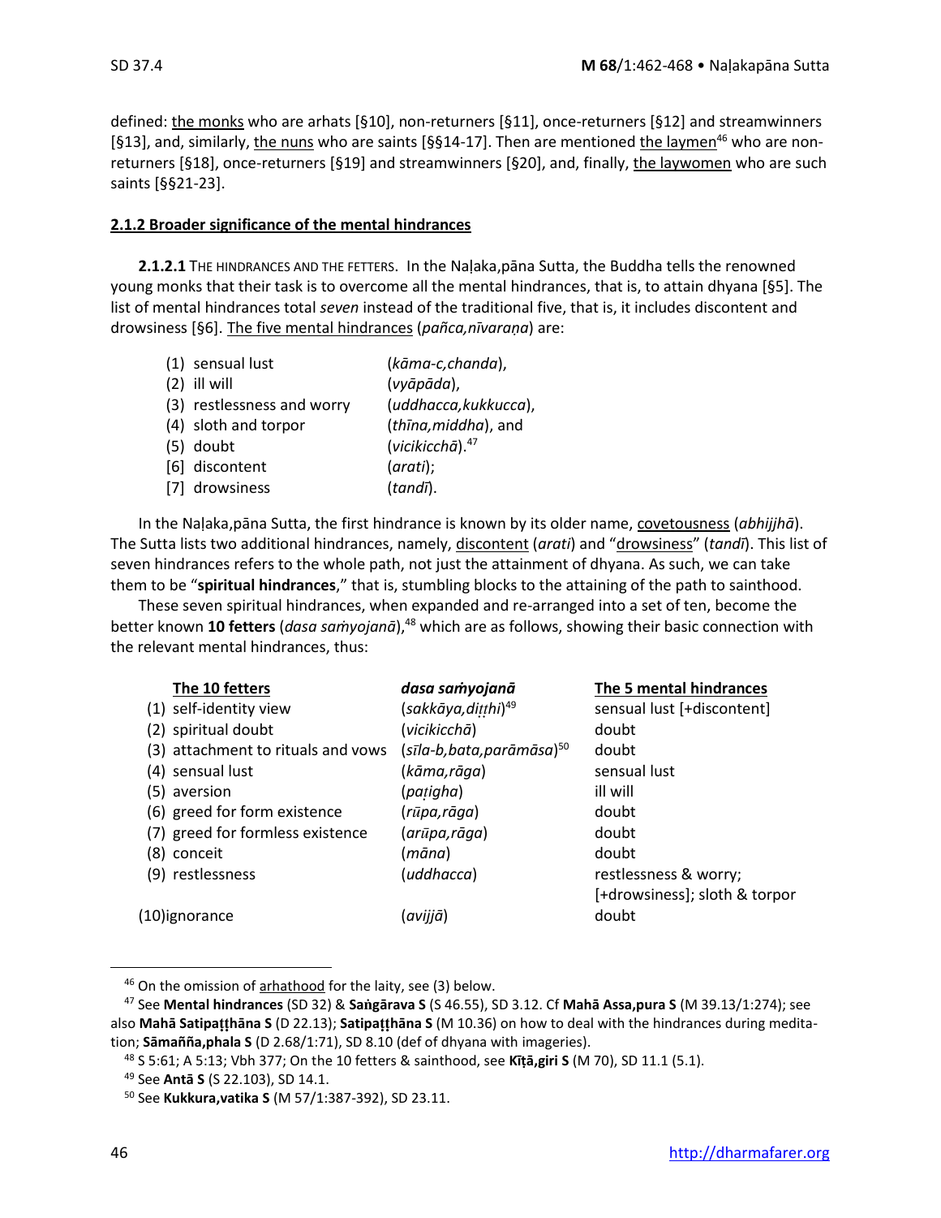defined: <u>the monks</u> who are arhats [§10], non-returners [§11], once-returners [§12] and streamwinners [§13], and, similarly, <u>the nuns</u> who are saints [§§14-17]. Then are mentioned <u>the laymen</u>[46] who are non-returners [§18], once-returners [§19] and streamwinners [§20], and, finally, <u>the laywomen</u> who are such saints [§§21-23].

### 2.1.2 Broader significance of the mental hindrances

**2.1.2.1** THE HINDRANCES AND THE FETTERS. In the Naḷaka,pāna Sutta, the Buddha tells the renowned young monks that their task is to overcome all the mental hindrances, that is, to attain dhyana [§5]. The list of mental hindrances total *seven* instead of the traditional five, that is, it includes discontent and drowsiness [§6]. <u>The five mental hindrances</u> (*pañca,nīvaraṇa*) are:

| | |
|---|---|
| (1) sensual lust | (*kāma-c,chanda*), |
| (2) ill will | (*vyāpāda*), |
| (3) restlessness and worry | (*uddhacca,kukkucca*), |
| (4) sloth and torpor | (*thīna,middha*), and |
| (5) doubt | (*vicikicchā*).[47] |
| [6] discontent | (*arati*); |
| [7] drowsiness | (*tandī*). |

In the Naḷaka,pāna Sutta, the first hindrance is known by its older name, <u>covetousness</u> (*abhijjhā*). The Sutta lists two additional hindrances, namely, <u>discontent</u> (*arati*) and "<u>drowsiness</u>" (*tandī*). This list of seven hindrances refers to the whole path, not just the attainment of dhyana. As such, we can take them to be "**spiritual hindrances**," that is, stumbling blocks to the attaining of the path to sainthood.

These seven spiritual hindrances, when expanded and re-arranged into a set of ten, become the better known **10 fetters** (*dasa saṁyojanā*),[48] which are as follows, showing their basic connection with the relevant mental hindrances, thus:

| The 10 fetters | *dasa saṁyojanā* | The 5 mental hindrances |
|---|---|---|
| (1) self-identity view | (*sakkāya,diṭṭhi*)[49] | sensual lust [+discontent] |
| (2) spiritual doubt | (*vicikicchā*) | doubt |
| (3) attachment to rituals and vows | (*sīla-b,bata,parāmāsa*)[50] | doubt |
| (4) sensual lust | (*kāma,rāga*) | sensual lust |
| (5) aversion | (*paṭigha*) | ill will |
| (6) greed for form existence | (*rūpa,rāga*) | doubt |
| (7) greed for formless existence | (*arūpa,rāga*) | doubt |
| (8) conceit | (*māna*) | doubt |
| (9) restlessness | (*uddhacca*) | restlessness & worry; [+drowsiness]; sloth & torpor |
| (10) ignorance | (*avijjā*) | doubt |

---

[46] On the omission of <u>arhathood</u> for the laity, see (3) below.

[47] See **Mental hindrances** (SD 32) & **Saṅgārava S** (S 46.55), SD 3.12. Cf **Mahā Assa,pura S** (M 39.13/1:274); see also **Mahā Satipaṭṭhāna S** (D 22.13); **Satipaṭṭhāna S** (M 10.36) on how to deal with the hindrances during meditation; **Sāmañña,phala S** (D 2.68/1:71), SD 8.10 (def of dhyana with imageries).

[48] S 5:61; A 5:13; Vbh 377; On the 10 fetters & sainthood, see **Kīṭā,giri S** (M 70), SD 11.1 (5.1).

[49] See **Antā S** (S 22.103), SD 14.1.

[50] See **Kukkura,vatika S** (M 57/1:387-392), SD 23.11.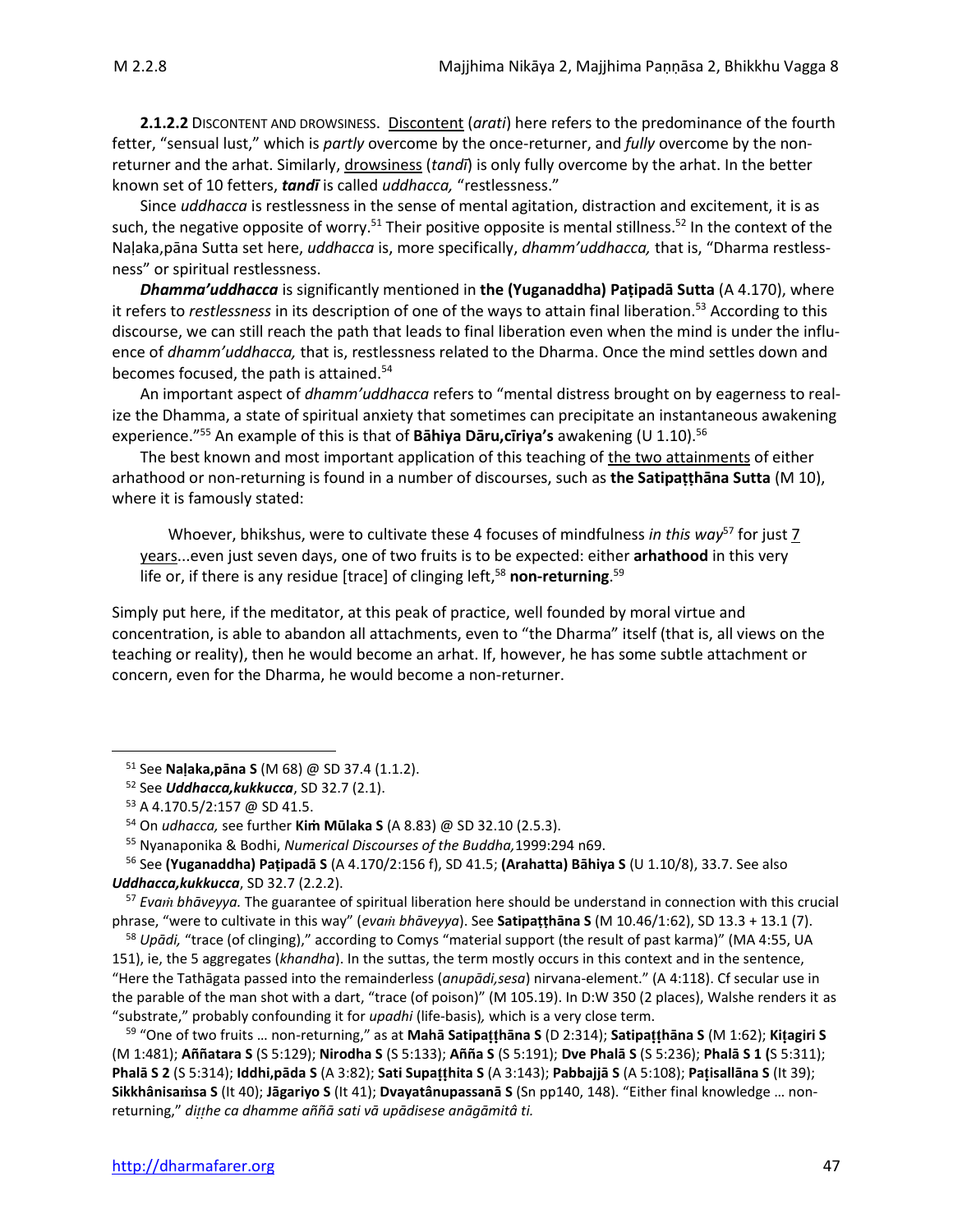**2.1.2.2** DISCONTENT AND DROWSINESS. Discontent (*arati*) here refers to the predominance of the fourth fetter, "sensual lust," which is *partly* overcome by the once-returner, and *fully* overcome by the non-returner and the arhat. Similarly, drowsiness (*tandī*) is only fully overcome by the arhat. In the better known set of 10 fetters, ***tandī*** is called *uddhacca,* "restlessness."

Since *uddhacca* is restlessness in the sense of mental agitation, distraction and excitement, it is as such, the negative opposite of worry.[51] Their positive opposite is mental stillness.[52] In the context of the Naḷaka,pāna Sutta set here, *uddhacca* is, more specifically, *dhamm'uddhacca,* that is, "Dharma restlessness" or spiritual restlessness.

***Dhamma'uddhacca*** is significantly mentioned in **the (Yuganaddha) Paṭipadā Sutta** (A 4.170), where it refers to *restlessness* in its description of one of the ways to attain final liberation.[53] According to this discourse, we can still reach the path that leads to final liberation even when the mind is under the influence of *dhamm'uddhacca,* that is, restlessness related to the Dharma. Once the mind settles down and becomes focused, the path is attained.[54]

An important aspect of *dhamm'uddhacca* refers to "mental distress brought on by eagerness to realize the Dhamma, a state of spiritual anxiety that sometimes can precipitate an instantaneous awakening experience."[55] An example of this is that of **Bāhiya Dāru,cīriya's** awakening (U 1.10).[56]

The best known and most important application of this teaching of the two attainments of either arhathood or non-returning is found in a number of discourses, such as **the Satipaṭṭhāna Sutta** (M 10), where it is famously stated:

> Whoever, bhikshus, were to cultivate these 4 focuses of mindfulness *in this way*[57] for just 7 years...even just seven days, one of two fruits is to be expected: either **arhathood** in this very life or, if there is any residue [trace] of clinging left,[58] **non-returning**.[59]

Simply put here, if the meditator, at this peak of practice, well founded by moral virtue and concentration, is able to abandon all attachments, even to "the Dharma" itself (that is, all views on the teaching or reality), then he would become an arhat. If, however, he has some subtle attachment or concern, even for the Dharma, he would become a non-returner.

---

[51] See **Naḷaka,pāna S** (M 68) @ SD 37.4 (1.1.2).

[52] See ***Uddhacca,kukkucca***, SD 32.7 (2.1).

[53] A 4.170.5/2:157 @ SD 41.5.

[54] On *udhacca,* see further **Kiṁ Mūlaka S** (A 8.83) @ SD 32.10 (2.5.3).

[55] Nyanaponika & Bodhi, *Numerical Discourses of the Buddha,*1999:294 n69.

[56] See **(Yuganaddha) Paṭipadā S** (A 4.170/2:156 f), SD 41.5; **(Arahatta) Bāhiya S** (U 1.10/8), 33.7. See also ***Uddhacca,kukkucca***, SD 32.7 (2.2.2).

[57] *Evaṁ bhāveyya.* The guarantee of spiritual liberation here should be understand in connection with this crucial phrase, "were to cultivate in this way" (*evaṁ bhāveyya*). See **Satipaṭṭhāna S** (M 10.46/1:62), SD 13.3 + 13.1 (7).

[58] *Upādi,* "trace (of clinging)," according to Comys "material support (the result of past karma)" (MA 4:55, UA 151), ie, the 5 aggregates (*khandha*). In the suttas, the term mostly occurs in this context and in the sentence, "Here the Tathāgata passed into the remainderless (*anupādi,sesa*) nirvana-element." (A 4:118). Cf secular use in the parable of the man shot with a dart, "trace (of poison)" (M 105.19). In D:W 350 (2 places), Walshe renders it as "substrate," probably confounding it for *upadhi* (life-basis)*,* which is a very close term.

[59] "One of two fruits … non-returning," as at **Mahā Satipaṭṭhāna S** (D 2:314); **Satipaṭṭhāna S** (M 1:62); **Kiṭagiri S** (M 1:481); **Aññatara S** (S 5:129); **Nirodha S** (S 5:133); **Añña S** (S 5:191); **Dve Phalā S** (S 5:236); **Phalā S 1 (**S 5:311); **Phalā S 2** (S 5:314); **Iddhi,pāda S** (A 3:82); **Sati Supaṭṭhita S** (A 3:143); **Pabbajjā S** (A 5:108); **Paṭisallāna S** (It 39); **Sikkhânisaṁsa S** (It 40); **Jāgariyo S** (It 41); **Dvayatânupassanā S** (Sn pp140, 148). "Either final knowledge … non-returning," *diṭṭhe ca dhamme aññā sati vā upādisese anāgāmitâ ti.*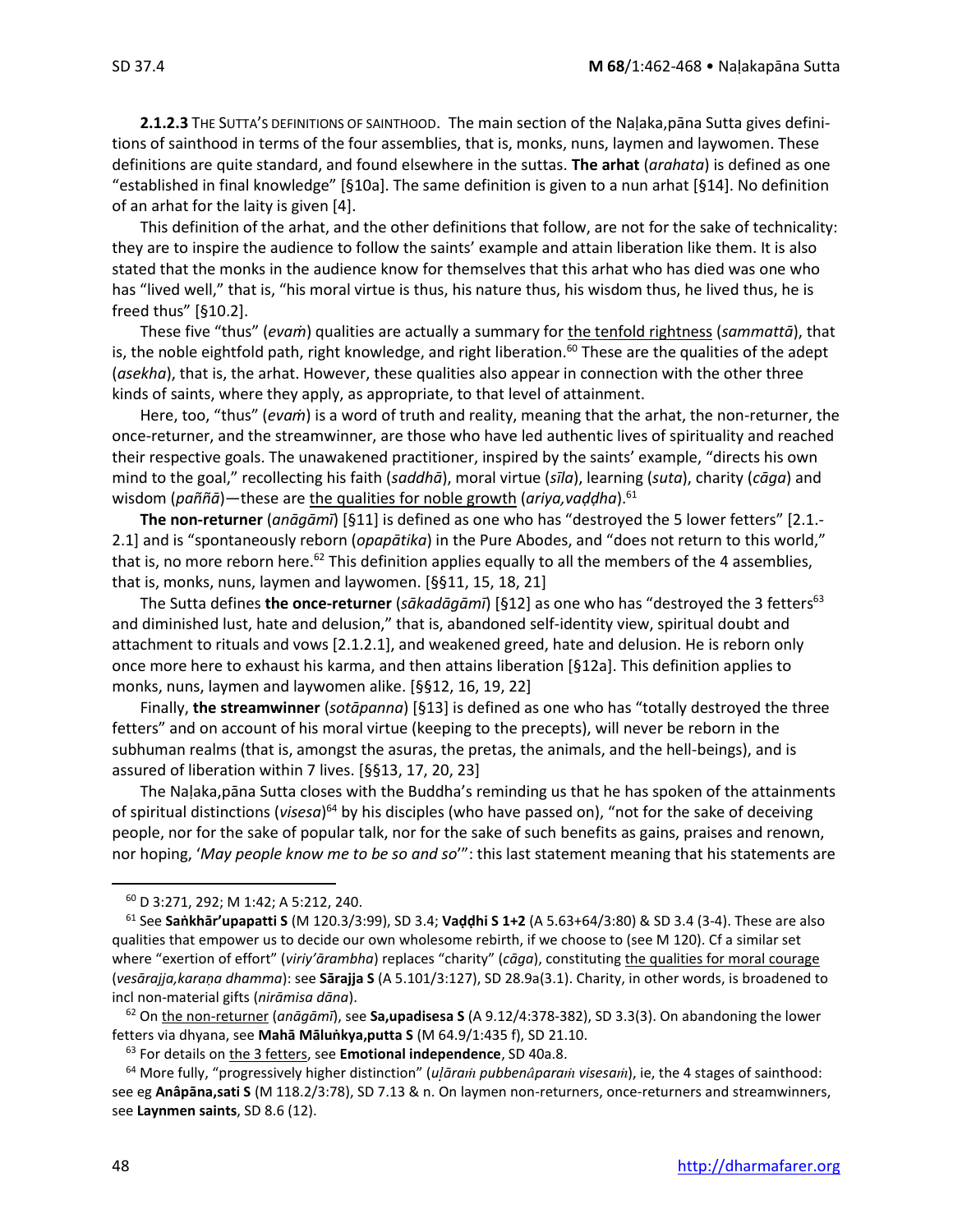**2.1.2.3** THE SUTTA'S DEFINITIONS OF SAINTHOOD. The main section of the Naḷaka,pāna Sutta gives definitions of sainthood in terms of the four assemblies, that is, monks, nuns, laymen and laywomen. These definitions are quite standard, and found elsewhere in the suttas. **The arhat** (*arahata*) is defined as one "established in final knowledge" [§10a]. The same definition is given to a nun arhat [§14]. No definition of an arhat for the laity is given [4].

This definition of the arhat, and the other definitions that follow, are not for the sake of technicality: they are to inspire the audience to follow the saints' example and attain liberation like them. It is also stated that the monks in the audience know for themselves that this arhat who has died was one who has "lived well," that is, "his moral virtue is thus, his nature thus, his wisdom thus, he lived thus, he is freed thus" [§10.2].

These five "thus" (*evaṁ*) qualities are actually a summary for the tenfold rightness (*sammattā*), that is, the noble eightfold path, right knowledge, and right liberation.[60] These are the qualities of the adept (*asekha*), that is, the arhat. However, these qualities also appear in connection with the other three kinds of saints, where they apply, as appropriate, to that level of attainment.

Here, too, "thus" (*evaṁ*) is a word of truth and reality, meaning that the arhat, the non-returner, the once-returner, and the streamwinner, are those who have led authentic lives of spirituality and reached their respective goals. The unawakened practitioner, inspired by the saints' example, "directs his own mind to the goal," recollecting his faith (*saddhā*), moral virtue (*sīla*), learning (*suta*), charity (*cāga*) and wisdom (*paññā*)—these are the qualities for noble growth (*ariya,vaḍḍha*).[61]

**The non-returner** (*anāgāmī*) [§11] is defined as one who has "destroyed the 5 lower fetters" [2.1.-2.1] and is "spontaneously reborn (*opapātika*) in the Pure Abodes, and "does not return to this world," that is, no more reborn here.[62] This definition applies equally to all the members of the 4 assemblies, that is, monks, nuns, laymen and laywomen. [§§11, 15, 18, 21]

The Sutta defines **the once-returner** (*sākadāgāmī*) [§12] as one who has "destroyed the 3 fetters[63] and diminished lust, hate and delusion," that is, abandoned self-identity view, spiritual doubt and attachment to rituals and vows [2.1.2.1], and weakened greed, hate and delusion. He is reborn only once more here to exhaust his karma, and then attains liberation [§12a]. This definition applies to monks, nuns, laymen and laywomen alike. [§§12, 16, 19, 22]

Finally, **the streamwinner** (*sotāpanna*) [§13] is defined as one who has "totally destroyed the three fetters" and on account of his moral virtue (keeping to the precepts), will never be reborn in the subhuman realms (that is, amongst the asuras, the pretas, the animals, and the hell-beings), and is assured of liberation within 7 lives. [§§13, 17, 20, 23]

The Naḷaka,pāna Sutta closes with the Buddha's reminding us that he has spoken of the attainments of spiritual distinctions (*visesa*)[64] by his disciples (who have passed on), "not for the sake of deceiving people, nor for the sake of popular talk, nor for the sake of such benefits as gains, praises and renown, nor hoping, '*May people know me to be so and so*'": this last statement meaning that his statements are

---

[60] D 3:271, 292; M 1:42; A 5:212, 240.

[61] See **Saṅkhār'upapatti S** (M 120.3/3:99), SD 3.4; **Vaḍḍhi S 1+2** (A 5.63+64/3:80) & SD 3.4 (3-4). These are also qualities that empower us to decide our own wholesome rebirth, if we choose to (see M 120). Cf a similar set where "exertion of effort" (*viriy'ārambha*) replaces "charity" (*cāga*), constituting the qualities for moral courage (*vesārajja,karaṇa dhamma*): see **Sārajja S** (A 5.101/3:127), SD 28.9a(3.1). Charity, in other words, is broadened to incl non-material gifts (*nirāmisa dāna*).

[62] On the non-returner (*anāgāmī*), see **Sa,upadisesa S** (A 9.12/4:378-382), SD 3.3(3). On abandoning the lower fetters via dhyana, see **Mahā Māluṅkya,putta S** (M 64.9/1:435 f), SD 21.10.

[63] For details on the 3 fetters, see **Emotional independence**, SD 40a.8.

[64] More fully, "progressively higher distinction" (*uḷāraṁ pubbenâparaṁ visesaṁ*), ie, the 4 stages of sainthood: see eg **Anâpāna,sati S** (M 118.2/3:78), SD 7.13 & n. On laymen non-returners, once-returners and streamwinners, see **Laynmen saints**, SD 8.6 (12).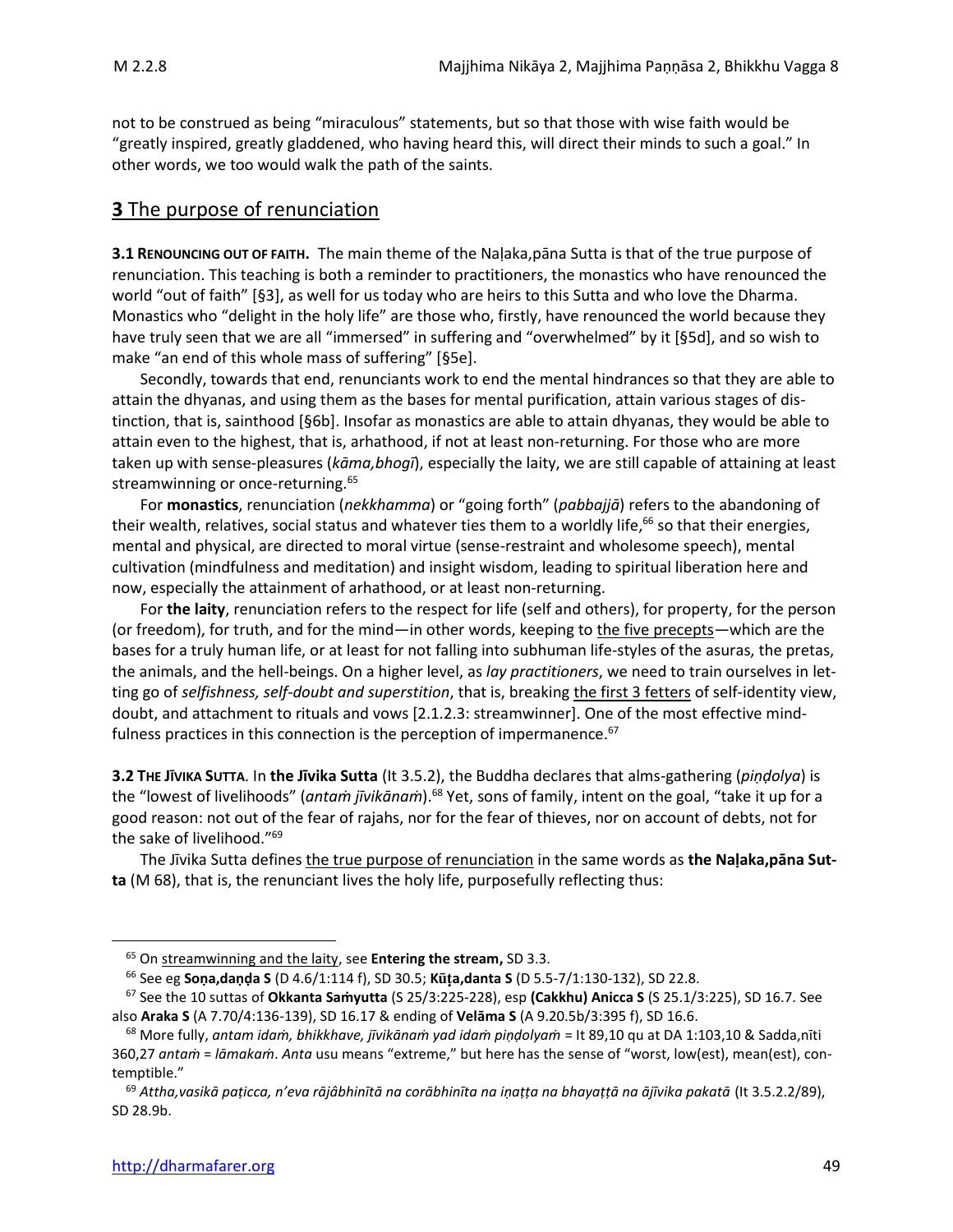not to be construed as being "miraculous" statements, but so that those with wise faith would be "greatly inspired, greatly gladdened, who having heard this, will direct their minds to such a goal." In other words, we too would walk the path of the saints.

## **3** The purpose of renunciation

**3.1 RENOUNCING OUT OF FAITH.** The main theme of the Naḷaka,pāna Sutta is that of the true purpose of renunciation. This teaching is both a reminder to practitioners, the monastics who have renounced the world "out of faith" [§3], as well for us today who are heirs to this Sutta and who love the Dharma. Monastics who "delight in the holy life" are those who, firstly, have renounced the world because they have truly seen that we are all "immersed" in suffering and "overwhelmed" by it [§5d], and so wish to make "an end of this whole mass of suffering" [§5e].

Secondly, towards that end, renunciants work to end the mental hindrances so that they are able to attain the dhyanas, and using them as the bases for mental purification, attain various stages of distinction, that is, sainthood [§6b]. Insofar as monastics are able to attain dhyanas, they would be able to attain even to the highest, that is, arhathood, if not at least non-returning. For those who are more taken up with sense-pleasures (*kāma,bhogī*), especially the laity, we are still capable of attaining at least streamwinning or once-returning.[65]

For **monastics**, renunciation (*nekkhamma*) or "going forth" (*pabbajjā*) refers to the abandoning of their wealth, relatives, social status and whatever ties them to a worldly life,[66] so that their energies, mental and physical, are directed to moral virtue (sense-restraint and wholesome speech), mental cultivation (mindfulness and meditation) and insight wisdom, leading to spiritual liberation here and now, especially the attainment of arhathood, or at least non-returning.

For **the laity**, renunciation refers to the respect for life (self and others), for property, for the person (or freedom), for truth, and for the mind—in other words, keeping to the five precepts—which are the bases for a truly human life, or at least for not falling into subhuman life-styles of the asuras, the pretas, the animals, and the hell-beings. On a higher level, as *lay practitioners*, we need to train ourselves in letting go of *selfishness, self-doubt and superstition*, that is, breaking the first 3 fetters of self-identity view, doubt, and attachment to rituals and vows [2.1.2.3: streamwinner]. One of the most effective mindfulness practices in this connection is the perception of impermanence.[67]

**3.2 THE JĪVIKA SUTTA**. In **the Jīvika Sutta** (It 3.5.2), the Buddha declares that alms-gathering (*piṇḍolya*) is the "lowest of livelihoods" (*antaṁ jīvikānaṁ*).[68] Yet, sons of family, intent on the goal, "take it up for a good reason: not out of the fear of rajahs, nor for the fear of thieves, nor on account of debts, not for the sake of livelihood."[69]

The Jīvika Sutta defines the true purpose of renunciation in the same words as **the Naḷaka,pāna Sutta** (M 68), that is, the renunciant lives the holy life, purposefully reflecting thus:

---

[65] On streamwinning and the laity, see **Entering the stream,** SD 3.3.

[66] See eg **Soṇa,daṇḍa S** (D 4.6/1:114 f), SD 30.5; **Kūṭa,danta S** (D 5.5-7/1:130-132), SD 22.8.

[67] See the 10 suttas of **Okkanta Saṁyutta** (S 25/3:225-228), esp **(Cakkhu) Anicca S** (S 25.1/3:225), SD 16.7. See also **Araka S** (A 7.70/4:136-139), SD 16.17 & ending of **Velāma S** (A 9.20.5b/3:395 f), SD 16.6.

[68] More fully, *antam idaṁ, bhikkhave, jīvikānaṁ yad idaṁ piṇḍolyaṁ* = It 89,10 qu at DA 1:103,10 & Sadda,nīti 360,27 *antaṁ* = *lāmakaṁ*. *Anta* usu means "extreme," but here has the sense of "worst, low(est), mean(est), contemptible."

[69] *Attha,vasikā paṭicca, n'eva rājâbhinītā na corābhinīta na iṇaṭṭa na bhayaṭṭā na ājīvika pakatā* (It 3.5.2.2/89), SD 28.9b.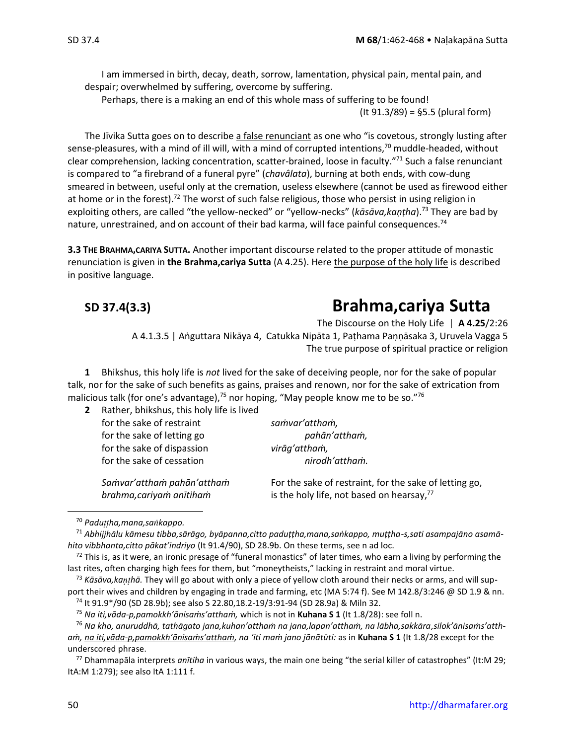I am immersed in birth, decay, death, sorrow, lamentation, physical pain, mental pain, and despair; overwhelmed by suffering, overcome by suffering.

Perhaps, there is a making an end of this whole mass of suffering to be found!

(It 91.3/89) = §5.5 (plural form)

The Jīvika Sutta goes on to describe a false renunciant as one who "is covetous, strongly lusting after sense-pleasures, with a mind of ill will, with a mind of corrupted intentions,[70] muddle-headed, without clear comprehension, lacking concentration, scatter-brained, loose in faculty."[71] Such a false renunciant is compared to "a firebrand of a funeral pyre" (*chavâlata*), burning at both ends, with cow-dung smeared in between, useful only at the cremation, useless elsewhere (cannot be used as firewood either at home or in the forest).[72] The worst of such false religious, those who persist in using religion in exploiting others, are called "the yellow-necked" or "yellow-necks" (*kāsāva,kaṇṭha*).[73] They are bad by nature, unrestrained, and on account of their bad karma, will face painful consequences.[74]

**3.3 The Brahma,cariya Sutta.** Another important discourse related to the proper attitude of monastic renunciation is given in **the Brahma,cariya Sutta** (A 4.25). Here the purpose of the holy life is described in positive language.

## SD 37.4(3.3) Brahma,cariya Sutta

The Discourse on the Holy Life | **A 4.25**/2:26

A 4.1.3.5 | Aṅguttara Nikāya 4, Catukka Nipāta 1, Paṭhama Paṇṇāsaka 3, Uruvela Vagga 5

The true purpose of spiritual practice or religion

**1** Bhikshus, this holy life is *not* lived for the sake of deceiving people, nor for the sake of popular talk, nor for the sake of such benefits as gains, praises and renown, nor for the sake of extrication from malicious talk (for one's advantage),[75] nor hoping, "May people know me to be so."[76]

**2** Rather, bhikshus, this holy life is lived

| | |
|---|---|
| for the sake of restraint | *saṁvar'atthaṁ,* |
| for the sake of letting go | *pahān'atthaṁ,* |
| for the sake of dispassion | *virāg'atthaṁ,* |
| for the sake of cessation | *nirodh'atthaṁ.* |

| | |
|---|---|
| *Saṁvar'atthaṁ pahān'atthaṁ* | For the sake of restraint, for the sake of letting go, |
| *brahma,cariyaṁ anītihaṁ* | is the holy life, not based on hearsay,[77] |

---

[70] *Paduṭṭha,mana,saṅkappo.*

[71] *Abhijjhālu kāmesu tibba,sārāgo, byāpanna,citto paduṭṭha,mana,saṅkappo, muṭṭha-s,sati asampajāno asamāhito vibbhanta,citto pākat'indriyo* (It 91.4/90), SD 28.9b. On these terms, see n ad loc.

[72] This is, as it were, an ironic presage of "funeral monastics" of later times, who earn a living by performing the last rites, often charging high fees for them, but "moneytheists," lacking in restraint and moral virtue.

[73] *Kāsāva,kaṇṭhā.* They will go about with only a piece of yellow cloth around their necks or arms, and will support their wives and children by engaging in trade and farming, etc (MA 5:74 f). See M 142.8/3:246 @ SD 1.9 & nn.

[74] It 91.9*/90 (SD 28.9b); see also S 22.80,18.2-19/3:91-94 (SD 28.9a) & Miln 32.

[75] *Na iti,vāda-p,pamokkh'ānisaṁs'atthaṁ,* which is not in **Kuhana S 1** (It 1.8/28): see foll n.

[76] *Na kho, anuruddhā, tathāgato jana,kuhan'atthaṁ na jana,lapan'atthaṁ, na lābha,sakkāra,silok'ānisaṁs'atthaṁ, na iti,vāda-p,pamokkh'ānisaṁs'atthaṁ, na 'iti maṁ jano jānātûti:* as in **Kuhana S 1** (It 1.8/28 except for the underscored phrase.

[77] Dhammapāla interprets *anītiha* in various ways, the main one being "the serial killer of catastrophes" (It:M 29; ItA:M 1:279); see also ItA 1:111 f.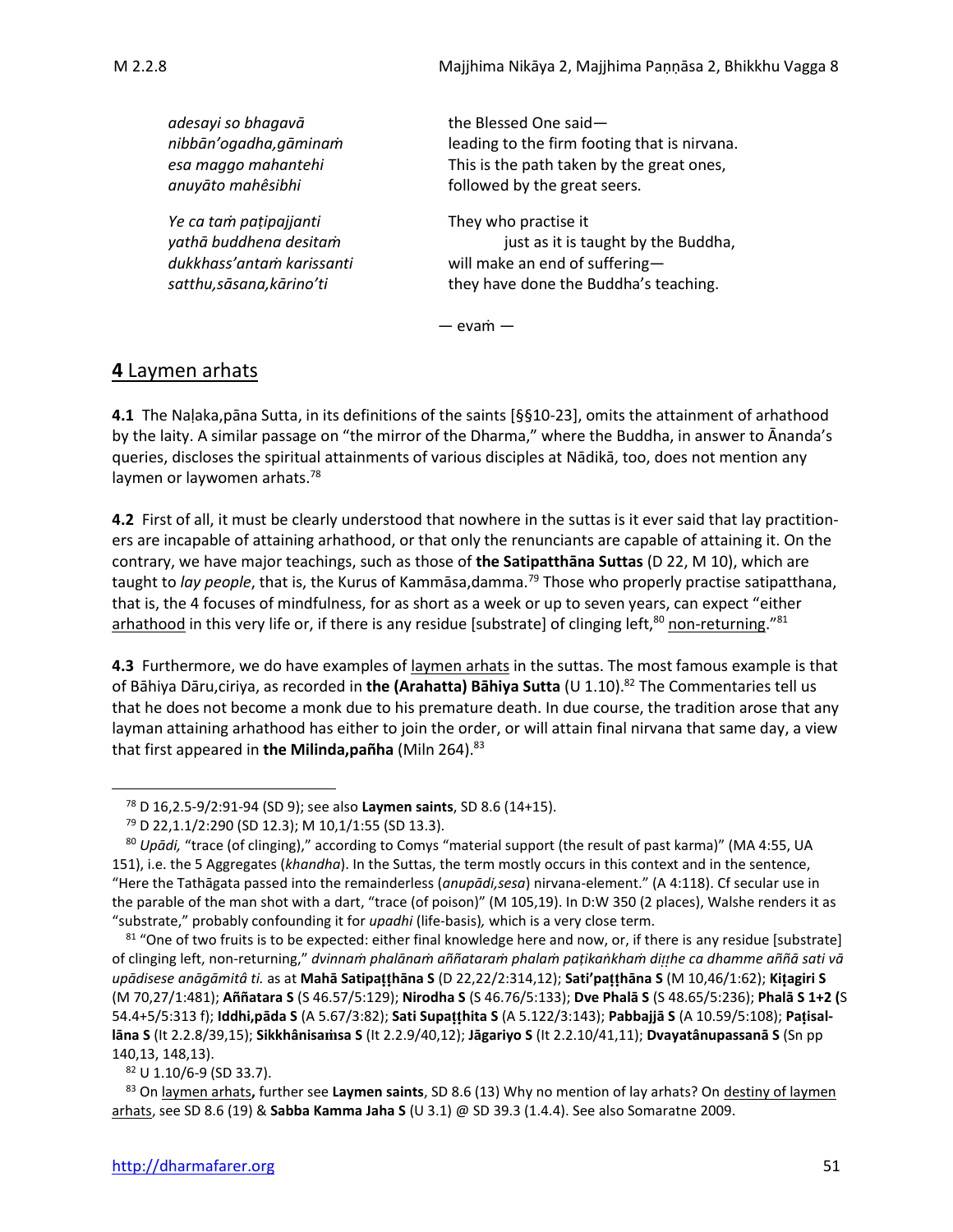| | |
|---|---|
| *adesayi so bhagavā* | the Blessed One said— |
| *nibbān'ogadha,gāminaṁ* | leading to the firm footing that is nirvana. |
| *esa maggo mahantehi* | This is the path taken by the great ones, |
| *anuyāto mahêsibhi* | followed by the great seers. |
| *Ye ca taṁ paṭipajjanti* | They who practise it |
| *yathā buddhena desitaṁ* | just as it is taught by the Buddha, |
| *dukkhass'antaṁ karissanti* | will make an end of suffering— |
| *satthu,sāsana,kārino'ti* | they have done the Buddha's teaching. |

— evaṁ —

## **4** Laymen arhats

**4.1** The Naḷaka,pāna Sutta, in its definitions of the saints [§§10-23], omits the attainment of arhathood by the laity. A similar passage on "the mirror of the Dharma," where the Buddha, in answer to Ānanda's queries, discloses the spiritual attainments of various disciples at Nādikā, too, does not mention any laymen or laywomen arhats.[78]

**4.2** First of all, it must be clearly understood that nowhere in the suttas is it ever said that lay practitioners are incapable of attaining arhathood, or that only the renunciants are capable of attaining it. On the contrary, we have major teachings, such as those of **the Satipatthāna Suttas** (D 22, M 10), which are taught to *lay people*, that is, the Kurus of Kammāsa,damma.[79] Those who properly practise satipatthana, that is, the 4 focuses of mindfulness, for as short as a week or up to seven years, can expect "either arhathood in this very life or, if there is any residue [substrate] of clinging left,[80] non-returning."[81]

**4.3** Furthermore, we do have examples of laymen arhats in the suttas. The most famous example is that of Bāhiya Dāru,ciriya, as recorded in **the (Arahatta) Bāhiya Sutta** (U 1.10).[82] The Commentaries tell us that he does not become a monk due to his premature death. In due course, the tradition arose that any layman attaining arhathood has either to join the order, or will attain final nirvana that same day, a view that first appeared in **the Milinda,pañha** (Miln 264).[83]

---

[78] D 16,2.5-9/2:91-94 (SD 9); see also **Laymen saints**, SD 8.6 (14+15).

[79] D 22,1.1/2:290 (SD 12.3); M 10,1/1:55 (SD 13.3).

[80] *Upādi,* "trace (of clinging)," according to Comys "material support (the result of past karma)" (MA 4:55, UA 151), i.e. the 5 Aggregates (*khandha*). In the Suttas, the term mostly occurs in this context and in the sentence, "Here the Tathāgata passed into the remainderless (*anupādi,sesa*) nirvana-element." (A 4:118). Cf secular use in the parable of the man shot with a dart, "trace (of poison)" (M 105,19). In D:W 350 (2 places), Walshe renders it as "substrate," probably confounding it for *upadhi* (life-basis)*,* which is a very close term.

[81] "One of two fruits is to be expected: either final knowledge here and now, or, if there is any residue [substrate] of clinging left, non-returning," *dvinnaṁ phalānaṁ aññataraṁ phalaṁ paṭikaṅkhaṁ diṭṭhe ca dhamme aññā sati vā upādisese anāgāmitā ti.* as at **Mahā Satipaṭṭhāna S** (D 22,22/2:314,12); **Sati'paṭṭhāna S** (M 10,46/1:62); **Kiṭagiri S** (M 70,27/1:481); **Aññatara S** (S 46.57/5:129); **Nirodha S** (S 46.76/5:133); **Dve Phalā S** (S 48.65/5:236); **Phalā S 1+2 (**S 54.4+5/5:313 f); **Iddhi,pāda S** (A 5.67/3:82); **Sati Supaṭṭhita S** (A 5.122/3:143); **Pabbajjā S** (A 10.59/5:108); **Paṭisallāna S** (It 2.2.8/39,15); **Sikkhânisaṁsa S** (It 2.2.9/40,12); **Jāgariyo S** (It 2.2.10/41,11); **Dvayatânupassanā S** (Sn pp 140,13, 148,13).

[82] U 1.10/6-9 (SD 33.7).

[83] On laymen arhats**,** further see **Laymen saints**, SD 8.6 (13) Why no mention of lay arhats? On destiny of laymen arhats, see SD 8.6 (19) & **Sabba Kamma Jaha S** (U 3.1) @ SD 39.3 (1.4.4). See also Somaratne 2009.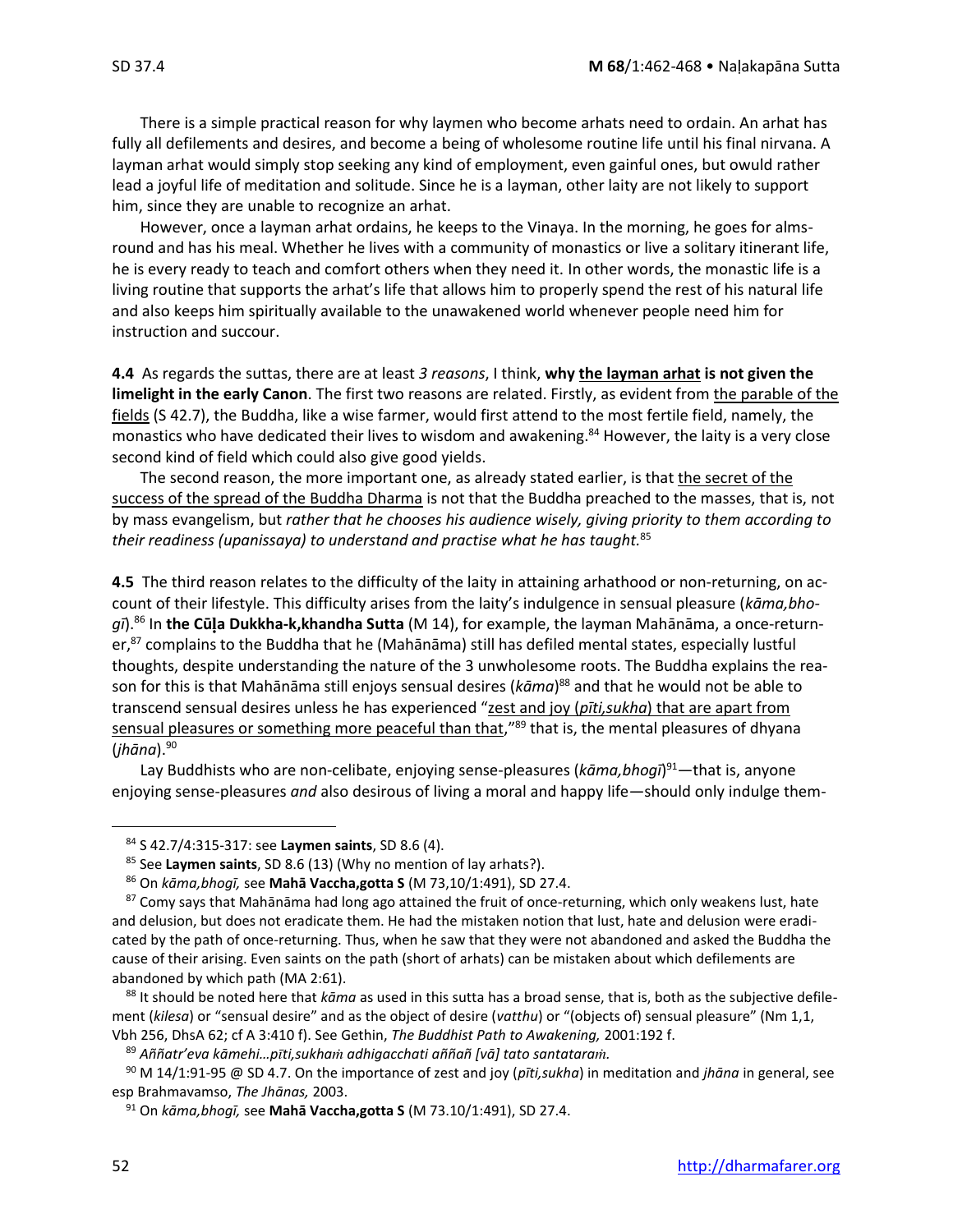There is a simple practical reason for why laymen who become arhats need to ordain. An arhat has fully all defilements and desires, and become a being of wholesome routine life until his final nirvana. A layman arhat would simply stop seeking any kind of employment, even gainful ones, but owuld rather lead a joyful life of meditation and solitude. Since he is a layman, other laity are not likely to support him, since they are unable to recognize an arhat.

However, once a layman arhat ordains, he keeps to the Vinaya. In the morning, he goes for alms-round and has his meal. Whether he lives with a community of monastics or live a solitary itinerant life, he is every ready to teach and comfort others when they need it. In other words, the monastic life is a living routine that supports the arhat's life that allows him to properly spend the rest of his natural life and also keeps him spiritually available to the unawakened world whenever people need him for instruction and succour.

**4.4** As regards the suttas, there are at least *3 reasons*, I think, **why <u>the layman arhat</u> is not given the limelight in the early Canon**. The first two reasons are related. Firstly, as evident from <u>the parable of the fields</u> (S 42.7), the Buddha, like a wise farmer, would first attend to the most fertile field, namely, the monastics who have dedicated their lives to wisdom and awakening.[84] However, the laity is a very close second kind of field which could also give good yields.

The second reason, the more important one, as already stated earlier, is that <u>the secret of the success of the spread of the Buddha Dharma</u> is not that the Buddha preached to the masses, that is, not by mass evangelism, but *rather that he chooses his audience wisely, giving priority to them according to their readiness (upanissaya) to understand and practise what he has taught.*[85]

**4.5** The third reason relates to the difficulty of the laity in attaining arhathood or non-returning, on account of their lifestyle. This difficulty arises from the laity's indulgence in sensual pleasure (*kāma,bhogī*).[86] In **the Cūḷa Dukkha-k,khandha Sutta** (M 14), for example, the layman Mahānāma, a once-returner,[87] complains to the Buddha that he (Mahānāma) still has defiled mental states, especially lustful thoughts, despite understanding the nature of the 3 unwholesome roots. The Buddha explains the reason for this is that Mahānāma still enjoys sensual desires (*kāma*)[88] and that he would not be able to transcend sensual desires unless he has experienced "<u>zest and joy (*pīti,sukha*) that are apart from sensual pleasures or something more peaceful than that</u>,"[89] that is, the mental pleasures of dhyana (*jhāna*).[90]

Lay Buddhists who are non-celibate, enjoying sense-pleasures (*kāma,bhogī*)[91]—that is, anyone enjoying sense-pleasures *and* also desirous of living a moral and happy life—should only indulge them-

---

[84] S 42.7/4:315-317: see **Laymen saints**, SD 8.6 (4).

[85] See **Laymen saints**, SD 8.6 (13) (Why no mention of lay arhats?).

[86] On *kāma,bhogī,* see **Mahā Vaccha,gotta S** (M 73,10/1:491), SD 27.4.

[87] Comy says that Mahānāma had long ago attained the fruit of once-returning, which only weakens lust, hate and delusion, but does not eradicate them. He had the mistaken notion that lust, hate and delusion were eradicated by the path of once-returning. Thus, when he saw that they were not abandoned and asked the Buddha the cause of their arising. Even saints on the path (short of arhats) can be mistaken about which defilements are abandoned by which path (MA 2:61).

[88] It should be noted here that *kāma* as used in this sutta has a broad sense, that is, both as the subjective defilement (*kilesa*) or "sensual desire" and as the object of desire (*vatthu*) or "(objects of) sensual pleasure" (Nm 1,1, Vbh 256, DhsA 62; cf A 3:410 f). See Gethin, *The Buddhist Path to Awakening,* 2001:192 f.

[89] *Aññatr'eva kāmehi…pīti,sukhaṁ adhigacchati aññañ [vā] tato santataraṁ.*

[90] M 14/1:91-95 @ SD 4.7. On the importance of zest and joy (*pīti,sukha*) in meditation and *jhāna* in general, see esp Brahmavamso, *The Jhānas,* 2003.

[91] On *kāma,bhogī,* see **Mahā Vaccha,gotta S** (M 73.10/1:491), SD 27.4.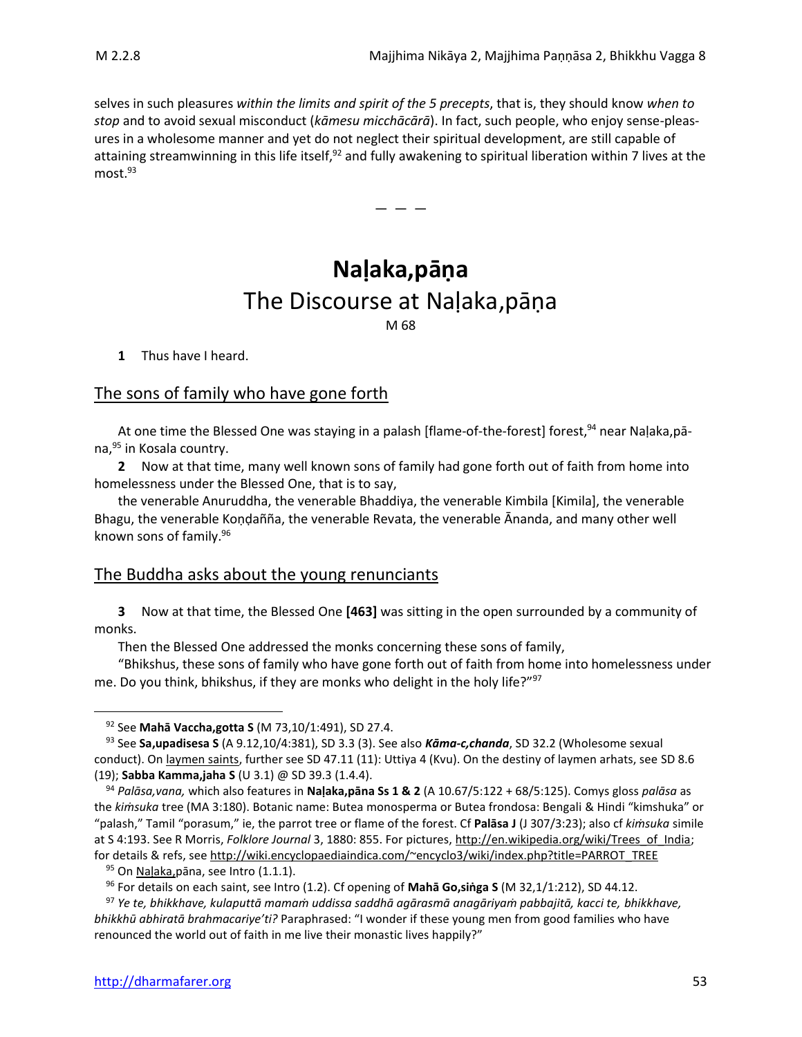selves in such pleasures *within the limits and spirit of the 5 precepts*, that is, they should know *when to stop* and to avoid sexual misconduct (*kāmesu micchācārā*). In fact, such people, who enjoy sense-pleasures in a wholesome manner and yet do not neglect their spiritual development, are still capable of attaining streamwinning in this life itself,[92] and fully awakening to spiritual liberation within 7 lives at the most.[93]

— — —

# Naḷaka,pāṇa

## The Discourse at Naḷaka,pāṇa

M 68

**1** Thus have I heard.

### The sons of family who have gone forth

At one time the Blessed One was staying in a palash [flame-of-the-forest] forest,[94] near Naḷaka,pāna,[95] in Kosala country.

**2** Now at that time, many well known sons of family had gone forth out of faith from home into homelessness under the Blessed One, that is to say,

the venerable Anuruddha, the venerable Bhaddiya, the venerable Kimbila [Kimila], the venerable Bhagu, the venerable Koṇḍañña, the venerable Revata, the venerable Ānanda, and many other well known sons of family.[96]

### The Buddha asks about the young renunciants

**3** Now at that time, the Blessed One **[463]** was sitting in the open surrounded by a community of monks.

Then the Blessed One addressed the monks concerning these sons of family,

"Bhikshus, these sons of family who have gone forth out of faith from home into homelessness under me. Do you think, bhikshus, if they are monks who delight in the holy life?"[97]

---

[92] See **Mahā Vaccha,gotta S** (M 73,10/1:491), SD 27.4.

[93] See **Sa,upadisesa S** (A 9.12,10/4:381), SD 3.3 (3). See also ***Kāma-c,chanda***, SD 32.2 (Wholesome sexual conduct). On laymen saints, further see SD 47.11 (11): Uttiya 4 (Kvu). On the destiny of laymen arhats, see SD 8.6 (19); **Sabba Kamma,jaha S** (U 3.1) @ SD 39.3 (1.4.4).

[94] *Palāsa,vana,* which also features in **Naḷaka,pāna Ss 1 & 2** (A 10.67/5:122 + 68/5:125). Comys gloss *palāsa* as the *kiṁsuka* tree (MA 3:180). Botanic name: Butea monosperma or Butea frondosa: Bengali & Hindi "kimshuka" or "palash," Tamil "porasum," ie, the parrot tree or flame of the forest. Cf **Palāsa J** (J 307/3:23); also cf *kiṁsuka* simile at S 4:193. See R Morris, *Folklore Journal* 3, 1880: 855. For pictures, http://en.wikipedia.org/wiki/Trees_of_India; for details & refs, see http://wiki.encyclopaediaindica.com/~encyclo3/wiki/index.php?title=PARROT_TREE

[95] On Naḷaka,pāna, see Intro (1.1.1).

[96] For details on each saint, see Intro (1.2). Cf opening of **Mahā Go,siṅga S** (M 32,1/1:212), SD 44.12.

[97] *Ye te, bhikkhave, kulaputtā mamaṁ uddissa saddhā agārasmā anagāriyaṁ pabbajitā, kacci te, bhikkhave, bhikkhū abhiratā brahmacariye'ti?* Paraphrased: "I wonder if these young men from good families who have renounced the world out of faith in me live their monastic lives happily?"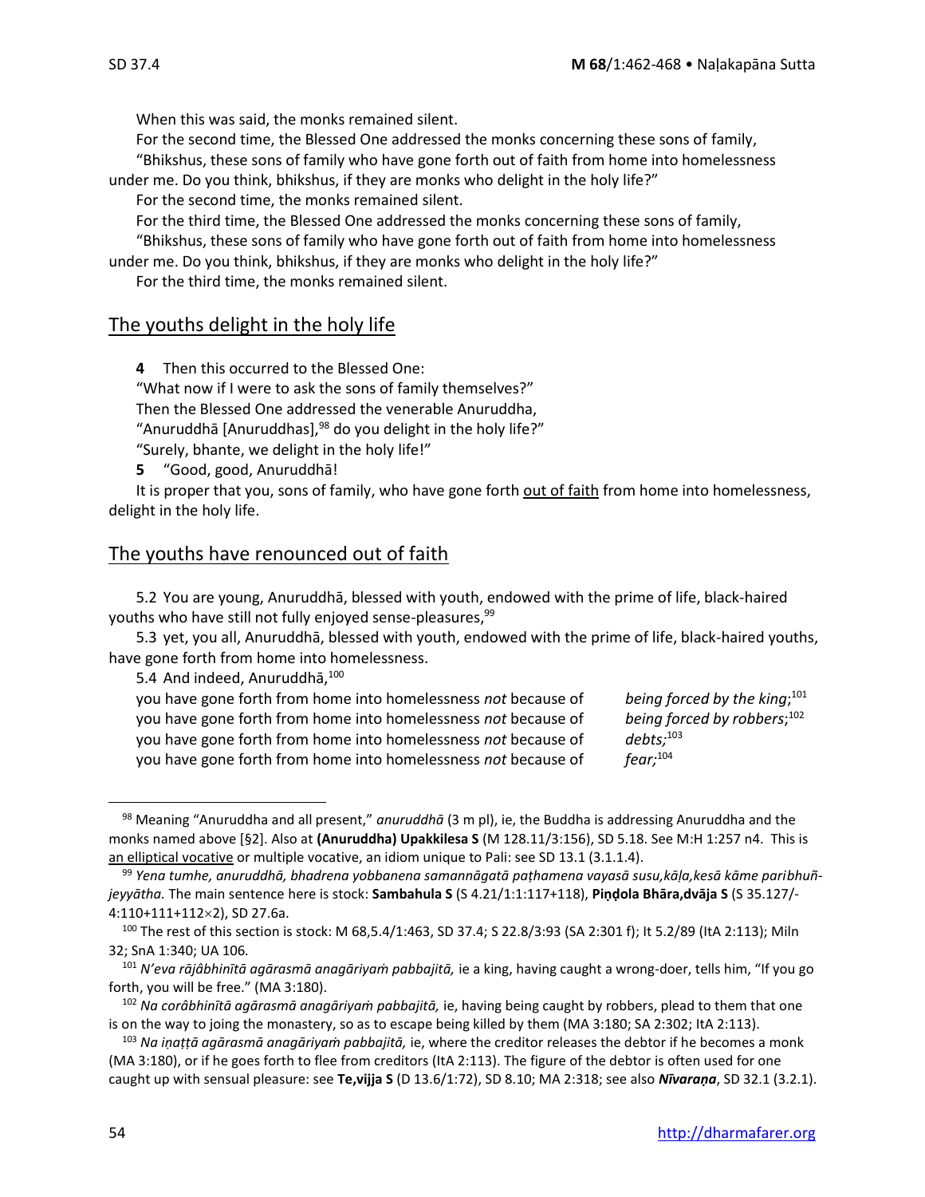When this was said, the monks remained silent.

For the second time, the Blessed One addressed the monks concerning these sons of family,

"Bhikshus, these sons of family who have gone forth out of faith from home into homelessness under me. Do you think, bhikshus, if they are monks who delight in the holy life?"

For the second time, the monks remained silent.

For the third time, the Blessed One addressed the monks concerning these sons of family,

"Bhikshus, these sons of family who have gone forth out of faith from home into homelessness under me. Do you think, bhikshus, if they are monks who delight in the holy life?"

For the third time, the monks remained silent.

## The youths delight in the holy life

**4** Then this occurred to the Blessed One:

"What now if I were to ask the sons of family themselves?"

Then the Blessed One addressed the venerable Anuruddha,

"Anuruddhā [Anuruddhas],[98] do you delight in the holy life?"

"Surely, bhante, we delight in the holy life!"

**5** "Good, good, Anuruddhā!

It is proper that you, sons of family, who have gone forth out of faith from home into homelessness, delight in the holy life.

## The youths have renounced out of faith

5.2 You are young, Anuruddhā, blessed with youth, endowed with the prime of life, black-haired youths who have still not fully enjoyed sense-pleasures,[99]

5.3 yet, you all, Anuruddhā, blessed with youth, endowed with the prime of life, black-haired youths, have gone forth from home into homelessness.

5.4 And indeed, Anuruddhā,[100]

you have gone forth from home into homelessness *not* because of *being forced by the king*;[101]
you have gone forth from home into homelessness *not* because of *being forced by robbers*;[102]
you have gone forth from home into homelessness *not* because of *debts;*[103]
you have gone forth from home into homelessness *not* because of *fear;*[104]

---

[98] Meaning "Anuruddha and all present," *anuruddhā* (3 m pl), ie, the Buddha is addressing Anuruddha and the monks named above [§2]. Also at **(Anuruddha) Upakkilesa S** (M 128.11/3:156), SD 5.18. See M:H 1:257 n4. This is an elliptical vocative or multiple vocative, an idiom unique to Pali: see SD 13.1 (3.1.1.4).

[99] *Yena tumhe, anuruddhā, bhadrena yobbanena samannāgatā paṭhamena vayasā susu,kāḷa,kesā kāme paribhuñjeyyātha.* The main sentence here is stock: **Sambahula S** (S 4.21/1:1:117+118), **Piṇḍola Bhāra,dvāja S** (S 35.127/-4:110+111+112×2), SD 27.6a.

[100] The rest of this section is stock: M 68,5.4/1:463, SD 37.4; S 22.8/3:93 (SA 2:301 f); It 5.2/89 (ItA 2:113); Miln 32; SnA 1:340; UA 106.

[101] *N'eva rājâbhinītā agārasmā anagāriyaṁ pabbajitā,* ie a king, having caught a wrong-doer, tells him, "If you go forth, you will be free." (MA 3:180).

[102] *Na corâbhinītā agārasmā anagāriyaṁ pabbajitā,* ie, having being caught by robbers, plead to them that one is on the way to joing the monastery, so as to escape being killed by them (MA 3:180; SA 2:302; ItA 2:113).

[103] *Na iṇaṭṭā agārasmā anagāriyaṁ pabbajitā,* ie, where the creditor releases the debtor if he becomes a monk (MA 3:180), or if he goes forth to flee from creditors (ItA 2:113). The figure of the debtor is often used for one caught up with sensual pleasure: see **Te,vijja S** (D 13.6/1:72), SD 8.10; MA 2:318; see also ***Nīvaraṇa***, SD 32.1 (3.2.1).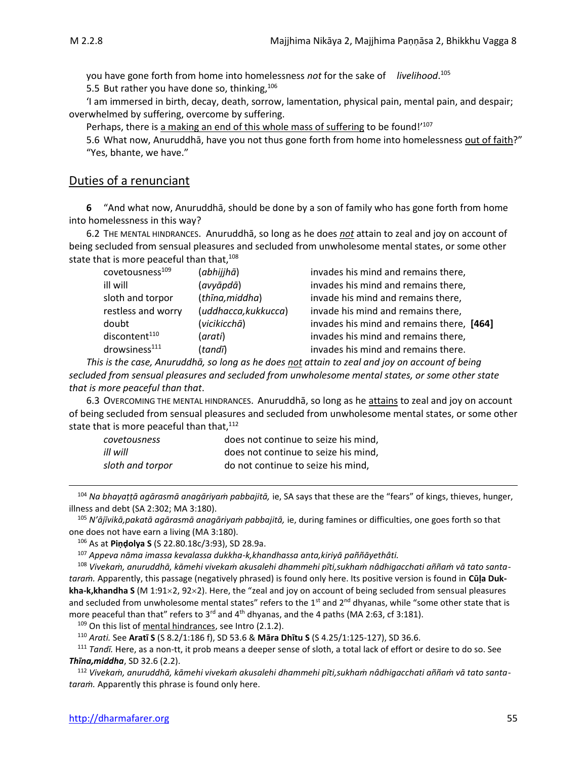you have gone forth from home into homelessness *not* for the sake of *livelihood*.[105]

5.5 But rather you have done so, thinking,[106]

'I am immersed in birth, decay, death, sorrow, lamentation, physical pain, mental pain, and despair; overwhelmed by suffering, overcome by suffering.

Perhaps, there is <u>a making an end of this whole mass of suffering</u> to be found!'[107]

5.6 What now, Anuruddhā, have you not thus gone forth from home into homelessness <u>out of faith</u>?"

"Yes, bhante, we have."

## <u>Duties of a renunciant</u>

**6** "And what now, Anuruddhā, should be done by a son of family who has gone forth from home into homelessness in this way?

6.2 THE MENTAL HINDRANCES. Anuruddhā, so long as he does ***<u>not</u>*** attain to zeal and joy on account of being secluded from sensual pleasures and secluded from unwholesome mental states, or some other state that is more peaceful than that,[108]

| | | |
|---|---|---|
| covetousness[109] | (*abhijjhā*) | invades his mind and remains there, |
| ill will | (*avyāpdā*) | invades his mind and remains there, |
| sloth and torpor | (*thīna,middha*) | invade his mind and remains there, |
| restless and worry | (*uddhacca,kukkucca*) | invade his mind and remains there, |
| doubt | (*vicikicchā*) | invades his mind and remains there, **[464]** |
| discontent[110] | (*arati*) | invades his mind and remains there, |
| drowsiness[111] | (*tandī*) | invades his mind and remains there. |

*This is the case, Anuruddhā, so long as he does <u>not</u> attain to zeal and joy on account of being secluded from sensual pleasures and secluded from unwholesome mental states, or some other state that is more peaceful than that*.

6.3 OVERCOMING THE MENTAL HINDRANCES. Anuruddhā, so long as he <u>attains</u> to zeal and joy on account of being secluded from sensual pleasures and secluded from unwholesome mental states, or some other state that is more peaceful than that,[112]

| | |
|---|---|
| *covetousness* | does not continue to seize his mind, |
| *ill will* | does not continue to seize his mind, |
| *sloth and torpor* | do not continue to seize his mind, |

---

[104] *Na bhayaṭṭā agārasmā anagāriyaṁ pabbajitā,* ie, SA says that these are the "fears" of kings, thieves, hunger, illness and debt (SA 2:302; MA 3:180).

[105] *N'ājīvikā,pakatā agārasmā anagāriyaṁ pabbajitā,* ie, during famines or difficulties, one goes forth so that one does not have earn a living (MA 3:180).

[106] As at **Piṇḍolya S** (S 22.80.18c/3:93), SD 28.9a.

[107] *Appeva nāma imassa kevalassa dukkha-k,khandhassa anta,kiriyā paññāyethâti.*

[108] *Vivekaṁ, anuruddhā, kāmehi vivekaṁ akusalehi dhammehi pīti,sukhaṁ nâdhigacchati aññaṁ vā tato santataraṁ.* Apparently, this passage (negatively phrased) is found only here. Its positive version is found in **Cūḷa Dukkha-k,khandha S** (M 1:91×2, 92×2). Here, the "zeal and joy on account of being secluded from sensual pleasures and secluded from unwholesome mental states" refers to the 1st and 2nd dhyanas, while "some other state that is more peaceful than that" refers to 3rd and 4th dhyanas, and the 4 paths (MA 2:63, cf 3:181).

[109] On this list of <u>mental hindrances</u>, see Intro (2.1.2).

[110] *Arati.* See **Aratī S** (S 8.2/1:186 f), SD 53.6 & **Māra Dhītu S** (S 4.25/1:125-127), SD 36.6.

[111] *Tandī.* Here, as a non-tt, it prob means a deeper sense of sloth, a total lack of effort or desire to do so. See ***Thīna,middha***, SD 32.6 (2.2).

[112] *Vivekaṁ, anuruddhā, kāmehi vivekaṁ akusalehi dhammehi pīti,sukhaṁ nâdhigacchati aññaṁ vā tato santataraṁ.* Apparently this phrase is found only here.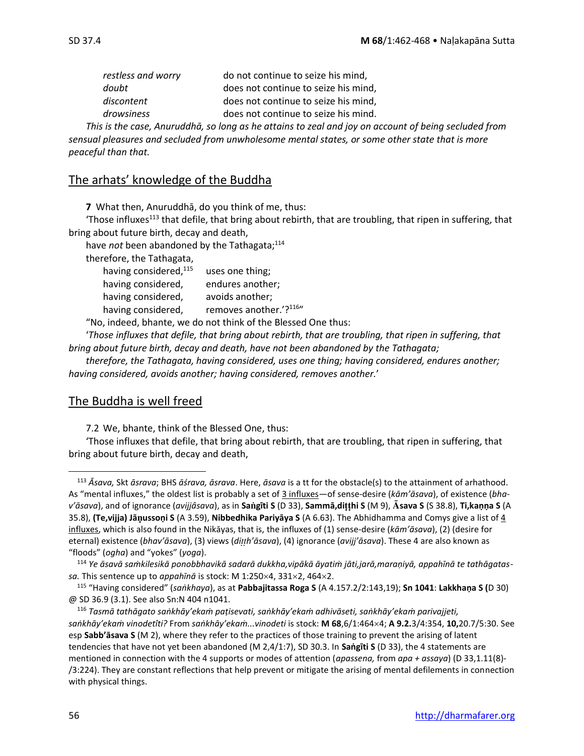| | |
|---|---|
| *restless and worry* | do not continue to seize his mind, |
| *doubt* | does not continue to seize his mind, |
| *discontent* | does not continue to seize his mind, |
| *drowsiness* | does not continue to seize his mind. |

*This is the case, Anuruddhā, so long as he attains to zeal and joy on account of being secluded from sensual pleasures and secluded from unwholesome mental states, or some other state that is more peaceful than that.*

## The arhats' knowledge of the Buddha

**7** What then, Anuruddhā, do you think of me, thus:

'Those influxes[113] that defile, that bring about rebirth, that are troubling, that ripen in suffering, that bring about future birth, decay and death,

have *not* been abandoned by the Tathagata;[114]

therefore, the Tathagata,

| | |
|---|---|
| having considered,[115] | uses one thing; |
| having considered, | endures another; |
| having considered, | avoids another; |
| having considered, | removes another.'?[116]" |

"No, indeed, bhante, we do not think of the Blessed One thus:

'*Those influxes that defile, that bring about rebirth, that are troubling, that ripen in suffering, that bring about future birth, decay and death, have not been abandoned by the Tathagata;*

*therefore, the Tathagata, having considered, uses one thing; having considered, endures another; having considered, avoids another; having considered, removes another.*'

## The Buddha is well freed

7.2 We, bhante, think of the Blessed One, thus:

'Those influxes that defile, that bring about rebirth, that are troubling, that ripen in suffering, that bring about future birth, decay and death,

---

[113] *Āsava,* Skt *āsrava*; BHS *āśrava, āsrava*. Here, *āsava* is a tt for the obstacle(s) to the attainment of arhathood. As "mental influxes," the oldest list is probably a set of 3 influxes—of sense-desire (*kām'āsava*), of existence (*bhav'āsava*), and of ignorance (*avijjâsava*), as in **Saṅgīti S** (D 33), **Sammā,diṭṭhi S** (M 9), **Āsava S** (S 38.8), **Ti,kaṇṇa S** (A 35.8), **(Te,vijja) Jāṇussoṇi S** (A 3.59), **Nibbedhika Pariyāya S** (A 6.63). The Abhidhamma and Comys give a list of 4 influxes, which is also found in the Nikāyas, that is, the influxes of (1) sense-desire (*kām'āsava*), (2) (desire for eternal) existence (*bhav'āsava*), (3) views (*diṭṭh'āsava*), (4) ignorance (*avijj'āsava*). These 4 are also known as "floods" (*ogha*) and "yokes" (*yoga*).

[114] *Ye āsavā saṁkilesikā ponobbhavikā sadarā dukkha,vipākā āyatiṁ jāti,jarā,maraṇiyā, appahīnā te tathāgatassa.* This sentence up to *appahīnā* is stock: M 1:250×4, 331×2, 464×2.

[115] "Having considered" (*saṅkhaya*), as at **Pabbajitassa Roga S** (A 4.157.2/2:143,19); **Sn 1041**: **Lakkhaṇa S (**D 30) @ SD 36.9 (3.1). See also Sn:N 404 n1041.

[116] *Tasmā tathāgato saṅkhāy'ekaṁ paṭisevati, saṅkhāy'ekaṁ adhivāseti, saṅkhāy'ekaṁ parivajjeti, saṅkhāy'ekaṁ vinodetîti?* From *saṅkhāy'ekaṁ...vinodeti* is stock: **M 68**,6/1:464×4; **A 9.2.**3/4:354, **10,**20.7/5:30. See esp **Sabb'āsava S** (M 2), where they refer to the practices of those training to prevent the arising of latent tendencies that have not yet been abandoned (M 2,4/1:7), SD 30.3. In **Saṅgīti S** (D 33), the 4 statements are mentioned in connection with the 4 supports or modes of attention (*apassena,* from *apa + assaya*) (D 33,1.11(8)-/3:224). They are constant reflections that help prevent or mitigate the arising of mental defilements in connection with physical things.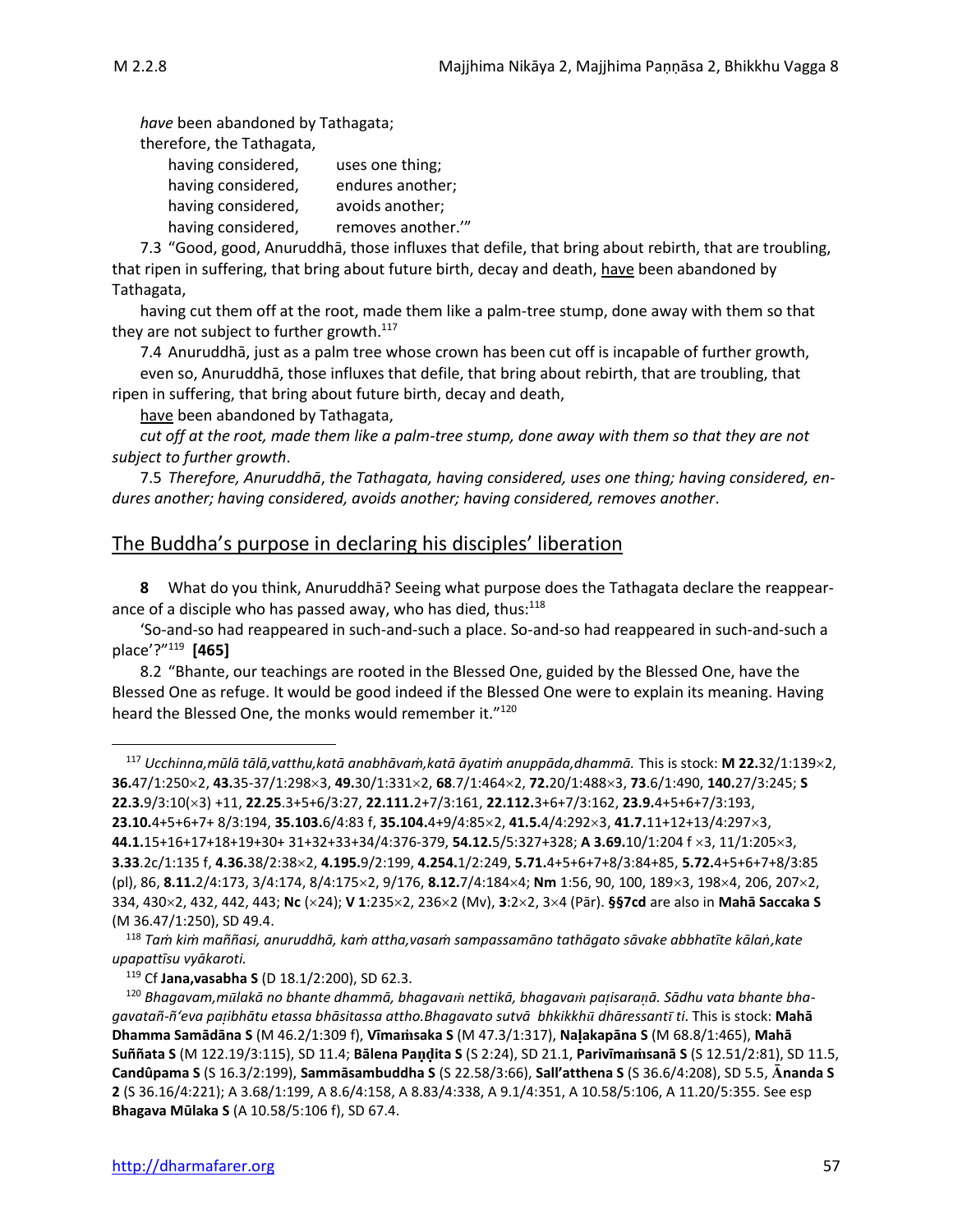*have* been abandoned by Tathagata;

therefore, the Tathagata,

having considered, uses one thing;
having considered, endures another;
having considered, avoids another;
having considered, removes another.'"

7.3 "Good, good, Anuruddhā, those influxes that defile, that bring about rebirth, that are troubling, that ripen in suffering, that bring about future birth, decay and death, have been abandoned by Tathagata,

having cut them off at the root, made them like a palm-tree stump, done away with them so that they are not subject to further growth.[117]

7.4 Anuruddhā, just as a palm tree whose crown has been cut off is incapable of further growth,

even so, Anuruddhā, those influxes that defile, that bring about rebirth, that are troubling, that ripen in suffering, that bring about future birth, decay and death,

have been abandoned by Tathagata,

*cut off at the root, made them like a palm-tree stump, done away with them so that they are not subject to further growth*.

7.5 *Therefore, Anuruddhā*, *the Tathagata, having considered, uses one thing; having considered, endures another; having considered, avoids another; having considered, removes another*.

## The Buddha's purpose in declaring his disciples' liberation

**8** What do you think, Anuruddhā? Seeing what purpose does the Tathagata declare the reappearance of a disciple who has passed away, who has died, thus:[118]

'So-and-so had reappeared in such-and-such a place. So-and-so had reappeared in such-and-such a place'?"[119] **[465]**

8.2 "Bhante, our teachings are rooted in the Blessed One, guided by the Blessed One, have the Blessed One as refuge. It would be good indeed if the Blessed One were to explain its meaning. Having heard the Blessed One, the monks would remember it."[120]

---

[117] *Ucchinna,mūlā tālā,vatthu,katā anabhāvaṁ,katā āyatiṁ anuppāda,dhammā.* This is stock: **M 22.**32/1:139×2, **36.**47/1:250×2, **43.**35-37/1:298×3, **49.**30/1:331×2, **68**.7/1:464×2, **72.**20/1:488×3, **73**.6/1:490, **140.**27/3:245; **S 22.3.**9/3:10(×3) +11, **22.25**.3+5+6/3:27, **22.111.**2+7/3:161, **22.112.**3+6+7/3:162, **23.9.**4+5+6+7/3:193, **23.10.**4+5+6+7+ 8/3:194, **35.103.**6/4:83 f, **35.104.**4+9/4:85×2, **41.5.**4/4:292×3, **41.7.**11+12+13/4:297×3, **44.1.**15+16+17+18+19+30+ 31+32+33+34/4:376-379, **54.12.**5/5:327+328; **A 3.69.**10/1:204 f ×3, 11/1:205×3, **3.33**.2c/1:135 f, **4.36.**38/2:38×2, **4.195.**9/2:199, **4.254.**1/2:249, **5.71.**4+5+6+7+8/3:84+85, **5.72.**4+5+6+7+8/3:85 (pl), 86, **8.11.**2/4:173, 3/4:174, 8/4:175×2, 9/176, **8.12.**7/4:184×4; **Nm** 1:56, 90, 100, 189×3, 198×4, 206, 207×2, 334, 430×2, 432, 442, 443; **Nc** (×24); **V 1**:235×2, 236×2 (Mv), **3**:2×2, 3×4 (Pār). **§§7cd** are also in **Mahā Saccaka S** (M 36.47/1:250), SD 49.4.

[118] *Taṁ kiṁ maññasi, anuruddhā, kaṁ attha,vasaṁ sampassamāno tathāgato sāvake abbhatīte kālaṅ,kate upapattīsu vyākaroti.*

[119] Cf **Jana,vasabha S** (D 18.1/2:200), SD 62.3.

[120] *Bhagavam,mūlakā no bhante dhammā, bhagavaṁ nettikā, bhagavaṁ paṭisaraṇā. Sādhu vata bhante bhagavatañ-ñ'eva paṭibhātu etassa bhāsitassa attho.Bhagavato sutvā bhkikkhū dhāressantī ti*. This is stock: **Mahā Dhamma Samādāna S** (M 46.2/1:309 f), **Vīmaṁsaka S** (M 47.3/1:317), **Naḷakapāna S** (M 68.8/1:465), **Mahā Suññata S** (M 122.19/3:115), SD 11.4; **Bālena Paṇḍita S** (S 2:24), SD 21.1, **Parivīmaṁsanā S** (S 12.51/2:81), SD 11.5, **Candûpama S** (S 16.3/2:199), **Sammāsambuddha S** (S 22.58/3:66), **Sall'atthena S** (S 36.6/4:208), SD 5.5, **Ānanda S 2** (S 36.16/4:221); A 3.68/1:199, A 8.6/4:158, A 8.83/4:338, A 9.1/4:351, A 10.58/5:106, A 11.20/5:355. See esp **Bhagava Mūlaka S** (A 10.58/5:106 f), SD 67.4.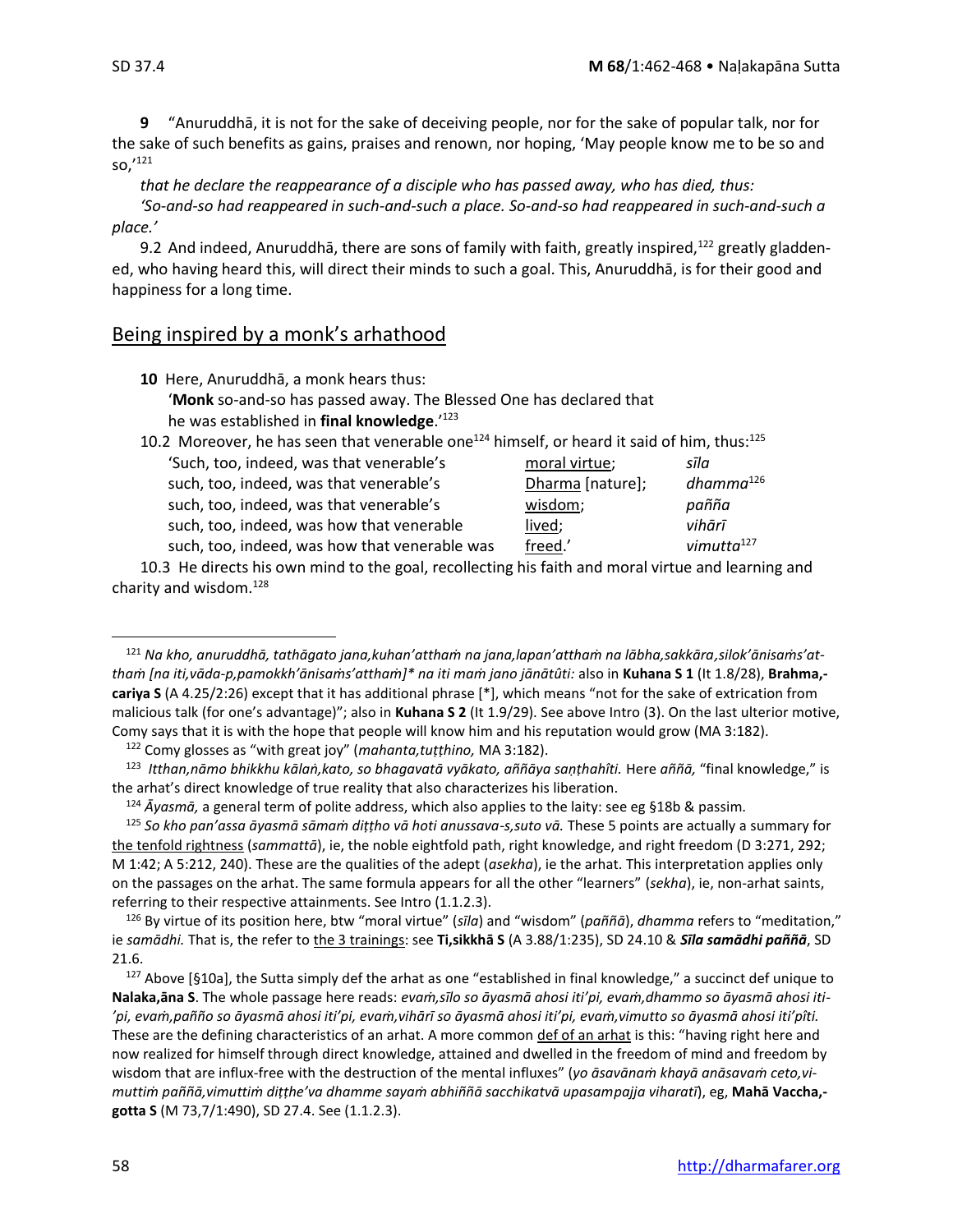**9** "Anuruddhā, it is not for the sake of deceiving people, nor for the sake of popular talk, nor for the sake of such benefits as gains, praises and renown, nor hoping, 'May people know me to be so and so,'[121]

*that he declare the reappearance of a disciple who has passed away, who has died, thus:*

*'So-and-so had reappeared in such-and-such a place. So-and-so had reappeared in such-and-such a place.'*

9.2 And indeed, Anuruddhā, there are sons of family with faith, greatly inspired,[122] greatly gladdened, who having heard this, will direct their minds to such a goal. This, Anuruddhā, is for their good and happiness for a long time.

## Being inspired by a monk's arhathood

**10** Here, Anuruddhā, a monk hears thus:

'**Monk** so-and-so has passed away. The Blessed One has declared that he was established in **final knowledge**.'[123]

10.2 Moreover, he has seen that venerable one[124] himself, or heard it said of him, thus:[125]

| | | |
|---|---|---|
| 'Such, too, indeed, was that venerable's | moral virtue; | *sīla* |
| such, too, indeed, was that venerable's | Dharma [nature]; | *dhamma*[126] |
| such, too, indeed, was that venerable's | wisdom; | *pañña* |
| such, too, indeed, was how that venerable | lived; | *vihārī* |
| such, too, indeed, was how that venerable was | freed.' | *vimutta*[127] |

10.3 He directs his own mind to the goal, recollecting his faith and moral virtue and learning and charity and wisdom.[128]

---

[121] *Na kho, anuruddhā, tathāgato jana,kuhan'atthaṁ na jana,lapan'atthaṁ na lābha,sakkāra,silok'ānisaṁs'atthaṁ [na iti,vāda-p,pamokkh'ānisaṁs'atthaṁ]* na iti maṁ jano jānātûti:* also in **Kuhana S 1** (It 1.8/28), **Brahma,cariya S** (A 4.25/2:26) except that it has additional phrase [*], which means "not for the sake of extrication from malicious talk (for one's advantage)"; also in **Kuhana S 2** (It 1.9/29). See above Intro (3). On the last ulterior motive, Comy says that it is with the hope that people will know him and his reputation would grow (MA 3:182).

[122] Comy glosses as "with great joy" (*mahanta,tuṭṭhino,* MA 3:182).

[123] *Itthan,nāmo bhikkhu kālaṅ,kato, so bhagavatā vyākato, aññāya saṇṭhahîti.* Here *aññā,* "final knowledge," is the arhat's direct knowledge of true reality that also characterizes his liberation.

[124] *Āyasmā,* a general term of polite address, which also applies to the laity: see eg §18b & passim.

[125] *So kho pan'assa āyasmā sāmaṁ diṭṭho vā hoti anussava-s,suto vā.* These 5 points are actually a summary for the tenfold rightness (*sammattā*), ie, the noble eightfold path, right knowledge, and right freedom (D 3:271, 292; M 1:42; A 5:212, 240). These are the qualities of the adept (*asekha*), ie the arhat. This interpretation applies only on the passages on the arhat. The same formula appears for all the other "learners" (*sekha*), ie, non-arhat saints, referring to their respective attainments. See Intro (1.1.2.3).

[126] By virtue of its position here, btw "moral virtue" (*sīla*) and "wisdom" (*paññā*), *dhamma* refers to "meditation," ie *samādhi.* That is, the refer to the 3 trainings: see **Ti,sikkhā S** (A 3.88/1:235), SD 24.10 & ***Sīla samādhi paññā***, SD 21.6.

[127] Above [§10a], the Sutta simply def the arhat as one "established in final knowledge," a succinct def unique to **Nalaka,āna S**. The whole passage here reads: *evaṁ,sīlo so āyasmā ahosi iti'pi, evaṁ,dhammo so āyasmā ahosi iti'pi, evaṁ,pañño so āyasmā ahosi iti'pi, evaṁ,vihārī so āyasmā ahosi iti'pi, evaṁ,vimutto so āyasmā ahosi iti'pîti.* These are the defining characteristics of an arhat. A more common def of an arhat is this: "having right here and now realized for himself through direct knowledge, attained and dwelled in the freedom of mind and freedom by wisdom that are influx-free with the destruction of the mental influxes" (*yo āsavānaṁ khayā anāsavaṁ ceto,vimuttiṁ paññā,vimuttiṁ diṭṭhe'va dhamme sayaṁ abhiññā sacchikatvā upasampajja viharatī*), eg, **Mahā Vaccha,gotta S** (M 73,7/1:490), SD 27.4. See (1.1.2.3).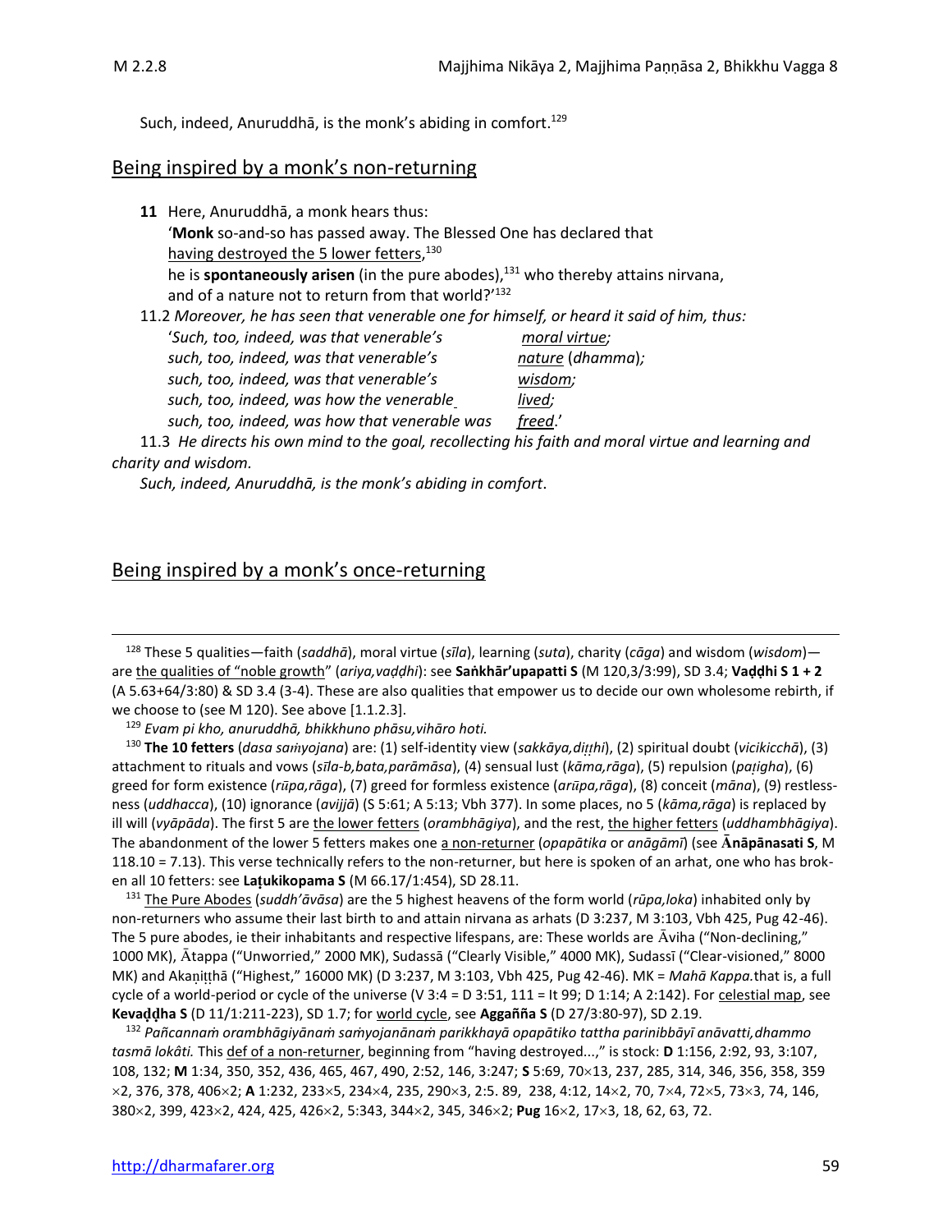Such, indeed, Anuruddhā, is the monk's abiding in comfort.[129]

## Being inspired by a monk's non-returning

**11** Here, Anuruddhā, a monk hears thus:
'**Monk** so-and-so has passed away. The Blessed One has declared that
having destroyed the 5 lower fetters,[130]
he is **spontaneously arisen** (in the pure abodes),[131] who thereby attains nirvana,
and of a nature not to return from that world?'[132]

11.2 *Moreover, he has seen that venerable one for himself, or heard it said of him, thus:*
'*Such, too, indeed, was that venerable's* *moral virtue;*
*such, too, indeed, was that venerable's* *nature* (*dhamma*)*;*
*such, too, indeed, was that venerable's* *wisdom;*
*such, too, indeed, was how the venerable* *lived;*
*such, too, indeed, was how that venerable was* *freed*.'

11.3 *He directs his own mind to the goal, recollecting his faith and moral virtue and learning and charity and wisdom.*
*Such, indeed, Anuruddhā, is the monk's abiding in comfort*.

## Being inspired by a monk's once-returning

---

[128] These 5 qualities—faith (*saddhā*), moral virtue (*sīla*), learning (*suta*), charity (*cāga*) and wisdom (*wisdom*)—are the qualities of "noble growth" (*ariya,vaḍḍhi*): see **Saṅkhār'upapatti S** (M 120,3/3:99), SD 3.4; **Vaḍḍhi S 1 + 2** (A 5.63+64/3:80) & SD 3.4 (3-4). These are also qualities that empower us to decide our own wholesome rebirth, if we choose to (see M 120). See above [1.1.2.3].

[129] *Evam pi kho, anuruddhā, bhikkhuno phāsu,vihāro hoti.*

[130] **The 10 fetters** (*dasa saṁyojana*) are: (1) self-identity view (*sakkāya,diṭṭhi*), (2) spiritual doubt (*vicikicchā*), (3) attachment to rituals and vows (*sīla-b,bata,parāmāsa*), (4) sensual lust (*kāma,rāga*), (5) repulsion (*paṭigha*), (6) greed for form existence (*rūpa,rāga*), (7) greed for formless existence (*arūpa,rāga*), (8) conceit (*māna*), (9) restlessness (*uddhacca*), (10) ignorance (*avijjā*) (S 5:61; A 5:13; Vbh 377). In some places, no 5 (*kāma,rāga*) is replaced by ill will (*vyāpāda*). The first 5 are the lower fetters (*orambhāgiya*), and the rest, the higher fetters (*uddhambhāgiya*). The abandonment of the lower 5 fetters makes one a non-returner (*opapātika* or *anāgāmī*) (see **Ānāpānasati S**, M 118.10 = 7.13). This verse technically refers to the non-returner, but here is spoken of an arhat, one who has broken all 10 fetters: see **Laṭukikopama S** (M 66.17/1:454), SD 28.11.

[131] The Pure Abodes (*suddh'āvāsa*) are the 5 highest heavens of the form world (*rūpa,loka*) inhabited only by non-returners who assume their last birth to and attain nirvana as arhats (D 3:237, M 3:103, Vbh 425, Pug 42-46). The 5 pure abodes, ie their inhabitants and respective lifespans, are: These worlds are Āviha ("Non-declining," 1000 MK), Ātappa ("Unworried," 2000 MK), Sudassā ("Clearly Visible," 4000 MK), Sudassī ("Clear-visioned," 8000 MK) and Akaṇiṭṭhā ("Highest," 16000 MK) (D 3:237, M 3:103, Vbh 425, Pug 42-46). MK = *Mahā Kappa.*that is, a full cycle of a world-period or cycle of the universe (V 3:4 = D 3:51, 111 = It 99; D 1:14; A 2:142). For celestial map, see **Kevaḍḍha S** (D 11/1:211-223), SD 1.7; for world cycle, see **Aggañña S** (D 27/3:80-97), SD 2.19.

[132] *Pañcannaṁ orambhāgiyānaṁ saṁyojanānaṁ parikkhayā opapātiko tattha parinibbāyī anāvatti,dhammo tasmā lokâti.* This def of a non-returner, beginning from "having destroyed...," is stock: **D** 1:156, 2:92, 93, 3:107, 108, 132; **M** 1:34, 350, 352, 436, 465, 467, 490, 2:52, 146, 3:247; **S** 5:69, 70×13, 237, 285, 314, 346, 356, 358, 359 ×2, 376, 378, 406×2; **A** 1:232, 233×5, 234×4, 235, 290×3, 2:5. 89, 238, 4:12, 14×2, 70, 7×4, 72×5, 73×3, 74, 146, 380×2, 399, 423×2, 424, 425, 426×2, 5:343, 344×2, 345, 346×2; **Pug** 16×2, 17×3, 18, 62, 63, 72.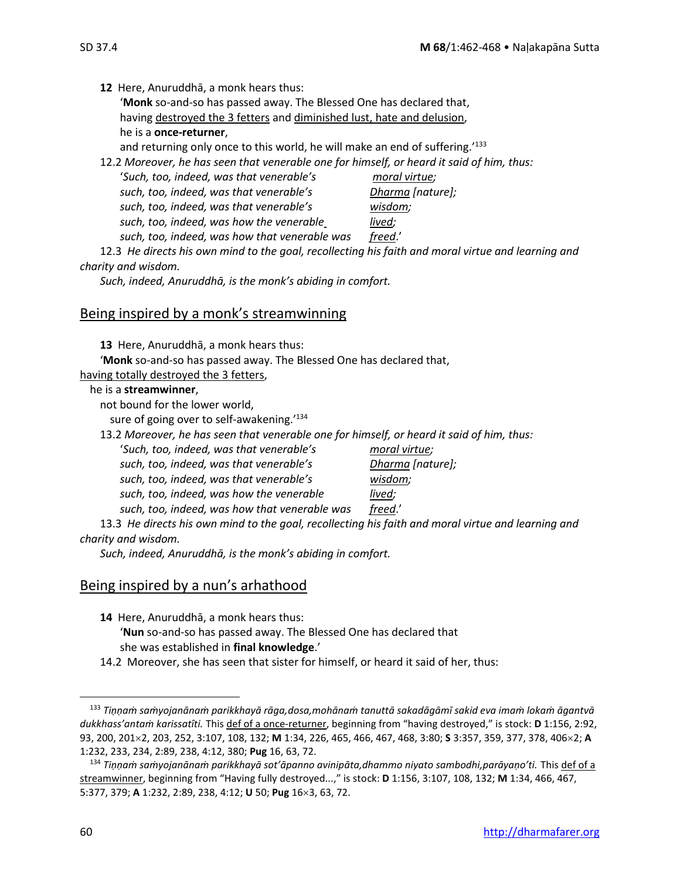**12** Here, Anuruddhā, a monk hears thus:

'**Monk** so-and-so has passed away. The Blessed One has declared that, having destroyed the 3 fetters and diminished lust, hate and delusion, he is a **once-returner**, and returning only once to this world, he will make an end of suffering.'[133]

12.2 *Moreover, he has seen that venerable one for himself, or heard it said of him, thus:*

*'Such, too, indeed, was that venerable's moral virtue;*
*such, too, indeed, was that venerable's Dharma [nature];*
*such, too, indeed, was that venerable's wisdom;*
*such, too, indeed, was how the venerable lived;*
*such, too, indeed, was how that venerable was freed.'*

12.3 *He directs his own mind to the goal, recollecting his faith and moral virtue and learning and charity and wisdom.*

*Such, indeed, Anuruddhā, is the monk's abiding in comfort.*

## Being inspired by a monk's streamwinning

**13** Here, Anuruddhā, a monk hears thus:

'**Monk** so-and-so has passed away. The Blessed One has declared that, having totally destroyed the 3 fetters, he is a **streamwinner**, not bound for the lower world, sure of going over to self-awakening.'[134]

13.2 *Moreover, he has seen that venerable one for himself, or heard it said of him, thus:*

*'Such, too, indeed, was that venerable's moral virtue;*
*such, too, indeed, was that venerable's Dharma [nature];*
*such, too, indeed, was that venerable's wisdom;*
*such, too, indeed, was how the venerable lived;*
*such, too, indeed, was how that venerable was freed.'*

13.3 *He directs his own mind to the goal, recollecting his faith and moral virtue and learning and charity and wisdom.*

*Such, indeed, Anuruddhā, is the monk's abiding in comfort.*

## Being inspired by a nun's arhathood

**14** Here, Anuruddhā, a monk hears thus:

'**Nun** so-and-so has passed away. The Blessed One has declared that she was established in **final knowledge**.'

14.2 Moreover, she has seen that sister for himself, or heard it said of her, thus:

---

[133] *Tiṇṇaṁ saṁyojanānaṁ parikkhayā rāga,dosa,mohānaṁ tanuttā sakadāgāmī sakid eva imaṁ lokaṁ āgantvā dukkhass'antaṁ karissatîti.* This def of a once-returner, beginning from "having destroyed," is stock: **D** 1:156, 2:92, 93, 200, 201×2, 203, 252, 3:107, 108, 132; **M** 1:34, 226, 465, 466, 467, 468, 3:80; **S** 3:357, 359, 377, 378, 406×2; **A** 1:232, 233, 234, 2:89, 238, 4:12, 380; **Pug** 16, 63, 72.

[134] *Tiṇṇaṁ saṁyojanānaṁ parikkhayā sot'āpanno avinipāta,dhammo niyato sambodhi,parāyaṇo'ti.* This def of a streamwinner, beginning from "Having fully destroyed...," is stock: **D** 1:156, 3:107, 108, 132; **M** 1:34, 466, 467, 5:377, 379; **A** 1:232, 2:89, 238, 4:12; **U** 50; **Pug** 16×3, 63, 72.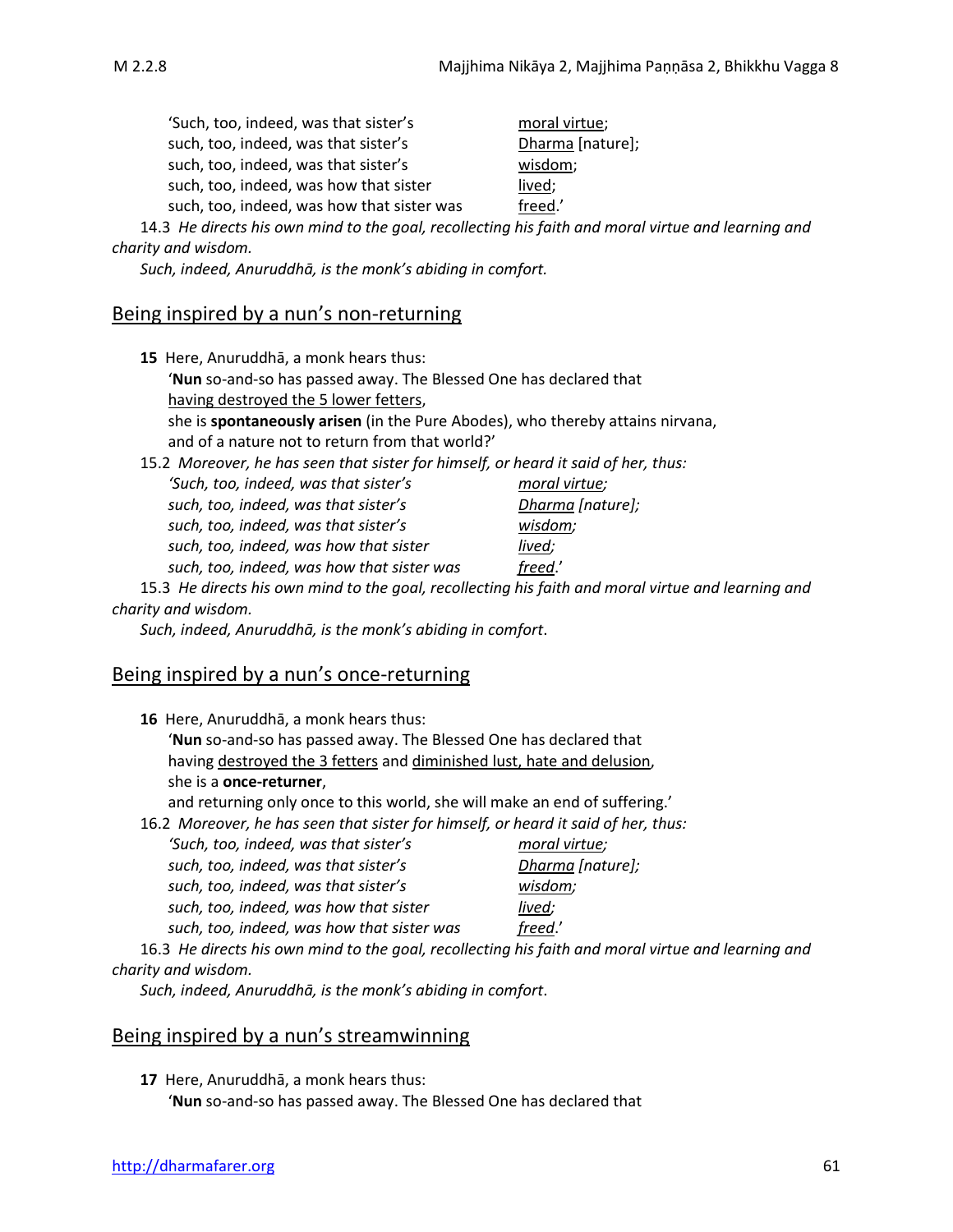'Such, too, indeed, was that sister's <u>moral virtue</u>;
such, too, indeed, was that sister's <u>Dharma</u> [nature];
such, too, indeed, was that sister's <u>wisdom</u>;
such, too, indeed, was how that sister <u>lived</u>;
such, too, indeed, was how that sister was <u>freed</u>.'

14.3 *He directs his own mind to the goal, recollecting his faith and moral virtue and learning and charity and wisdom.*

*Such, indeed, Anuruddhā, is the monk's abiding in comfort.*

## Being inspired by a nun's non-returning

**15** Here, Anuruddhā, a monk hears thus:

'**Nun** so-and-so has passed away. The Blessed One has declared that
<u>having destroyed the 5 lower fetters</u>,
she is **spontaneously arisen** (in the Pure Abodes), who thereby attains nirvana,
and of a nature not to return from that world?'

15.2 *Moreover, he has seen that sister for himself, or heard it said of her, thus:*

*'Such, too, indeed, was that sister's <u>moral virtue</u>;*
*such, too, indeed, was that sister's <u>Dharma</u> [nature];*
*such, too, indeed, was that sister's <u>wisdom</u>;*
*such, too, indeed, was how that sister <u>lived</u>;*
*such, too, indeed, was how that sister was <u>freed</u>.'*

15.3 *He directs his own mind to the goal, recollecting his faith and moral virtue and learning and charity and wisdom.*

*Such, indeed, Anuruddhā, is the monk's abiding in comfort*.

## Being inspired by a nun's once-returning

**16** Here, Anuruddhā, a monk hears thus:

'**Nun** so-and-so has passed away. The Blessed One has declared that
having <u>destroyed the 3 fetters</u> and <u>diminished lust, hate and delusion</u>,
she is a **once-returner**,
and returning only once to this world, she will make an end of suffering.'

16.2 *Moreover, he has seen that sister for himself, or heard it said of her, thus:*

*'Such, too, indeed, was that sister's <u>moral virtue</u>;*
*such, too, indeed, was that sister's <u>Dharma</u> [nature];*
*such, too, indeed, was that sister's <u>wisdom</u>;*
*such, too, indeed, was how that sister <u>lived</u>;*
*such, too, indeed, was how that sister was <u>freed</u>.'*

16.3 *He directs his own mind to the goal, recollecting his faith and moral virtue and learning and charity and wisdom.*

*Such, indeed, Anuruddhā, is the monk's abiding in comfort*.

## Being inspired by a nun's streamwinning

**17** Here, Anuruddhā, a monk hears thus:

'**Nun** so-and-so has passed away. The Blessed One has declared that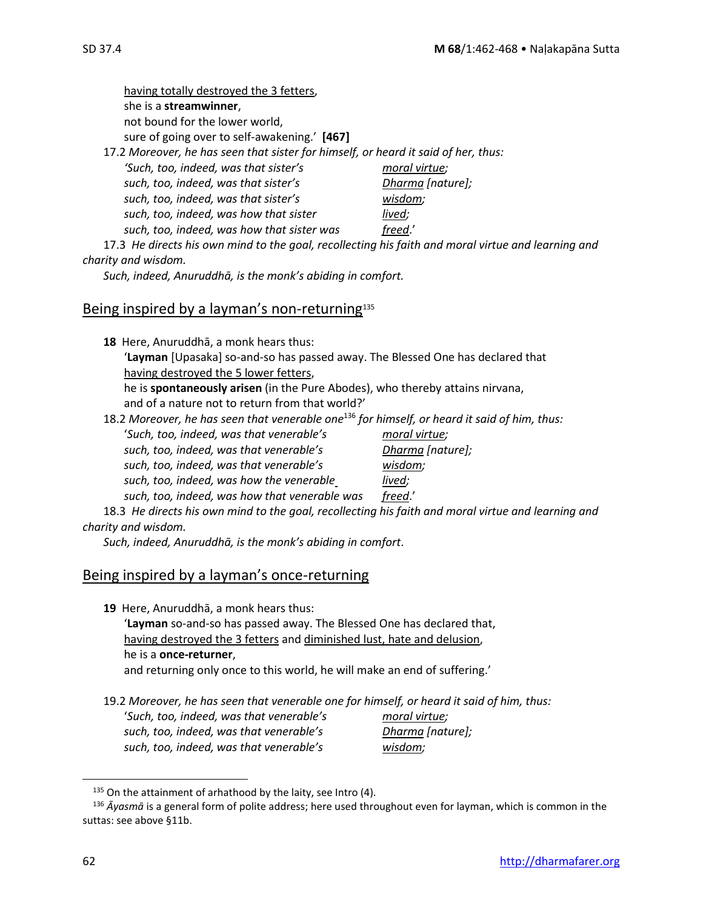having totally destroyed the 3 fetters,
she is a **streamwinner**,
not bound for the lower world,
sure of going over to self-awakening.' **[467]**

17.2 *Moreover, he has seen that sister for himself, or heard it said of her, thus:*

*'Such, too, indeed, was that sister's* *moral virtue;*
*such, too, indeed, was that sister's* *Dharma [nature];*
*such, too, indeed, was that sister's* *wisdom;*
*such, too, indeed, was how that sister* *lived;*
*such, too, indeed, was how that sister was* *freed.'*

17.3 *He directs his own mind to the goal, recollecting his faith and moral virtue and learning and charity and wisdom.*

*Such, indeed, Anuruddhā, is the monk's abiding in comfort.*

## Being inspired by a layman's non-returning[135]

**18** Here, Anuruddhā, a monk hears thus:

'**Layman** [Upasaka] so-and-so has passed away. The Blessed One has declared that
having destroyed the 5 lower fetters,
he is **spontaneously arisen** (in the Pure Abodes), who thereby attains nirvana,
and of a nature not to return from that world?'

18.2 *Moreover, he has seen that venerable one*[136] *for himself, or heard it said of him, thus:*

'*Such, too, indeed, was that venerable's* *moral virtue;*
*such, too, indeed, was that venerable's* *Dharma [nature];*
*such, too, indeed, was that venerable's* *wisdom;*
*such, too, indeed, was how the venerable* *lived;*
*such, too, indeed, was how that venerable was* *freed.'*

18.3 *He directs his own mind to the goal, recollecting his faith and moral virtue and learning and charity and wisdom.*

*Such, indeed, Anuruddhā, is the monk's abiding in comfort*.

## Being inspired by a layman's once-returning

**19** Here, Anuruddhā, a monk hears thus:

'**Layman** so-and-so has passed away. The Blessed One has declared that,
having destroyed the 3 fetters and diminished lust, hate and delusion,
he is a **once-returner**,
and returning only once to this world, he will make an end of suffering.'

19.2 *Moreover, he has seen that venerable one for himself, or heard it said of him, thus:*

'*Such, too, indeed, was that venerable's* *moral virtue;*
*such, too, indeed, was that venerable's* *Dharma [nature];*
*such, too, indeed, was that venerable's* *wisdom;*

---

[135] On the attainment of arhathood by the laity, see Intro (4).

[136] *Āyasmā* is a general form of polite address; here used throughout even for layman, which is common in the suttas: see above §11b.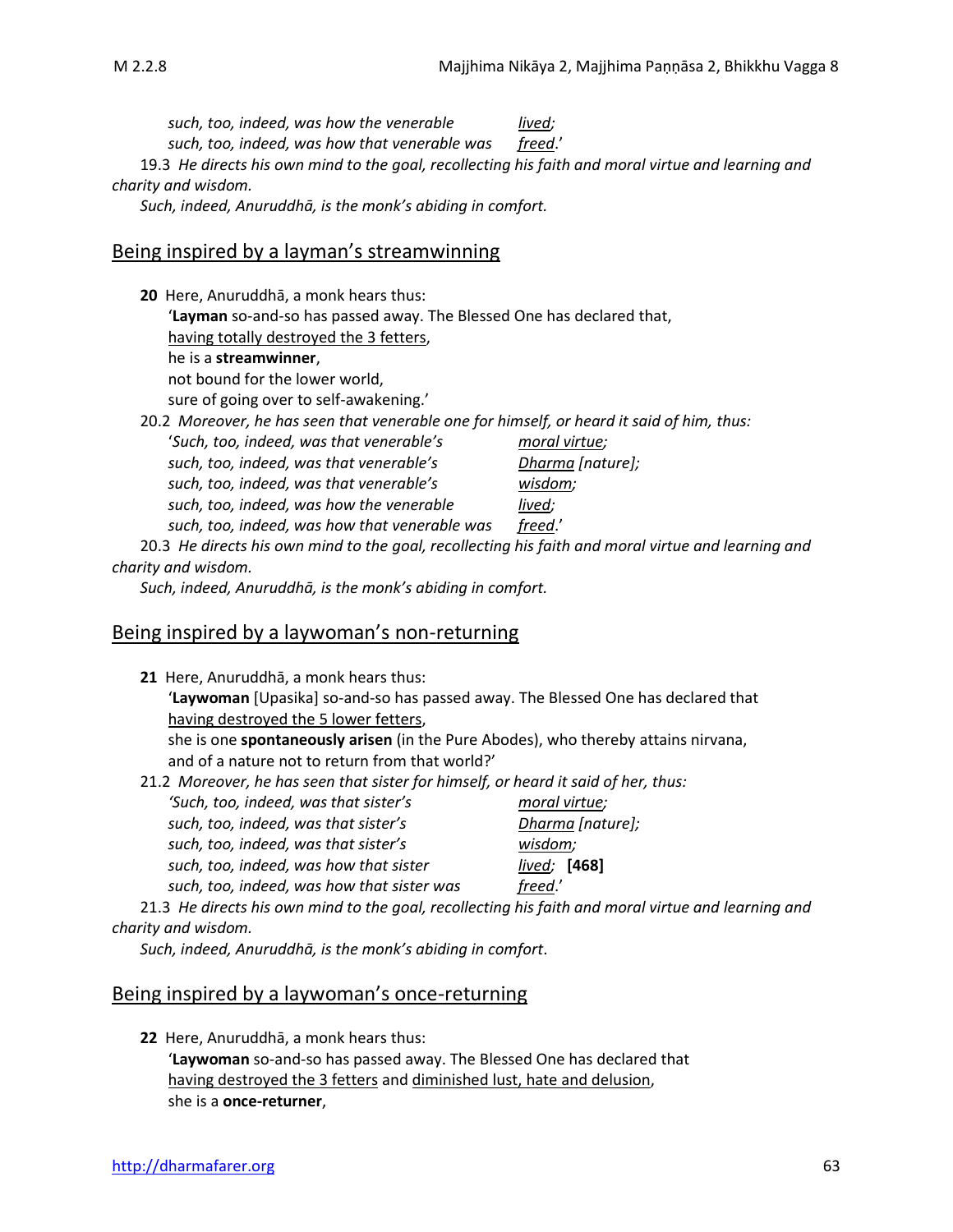*such, too, indeed, was how the venerable* <u>*lived*</u>*;*
*such, too, indeed, was how that venerable was* <u>*freed*</u>.'

19.3 *He directs his own mind to the goal, recollecting his faith and moral virtue and learning and charity and wisdom.*

*Such, indeed, Anuruddhā, is the monk's abiding in comfort.*

## Being inspired by a layman's streamwinning

**20** Here, Anuruddhā, a monk hears thus:
'**Layman** so-and-so has passed away. The Blessed One has declared that,
<u>having totally destroyed the 3 fetters</u>,
he is a **streamwinner**,
not bound for the lower world,
sure of going over to self-awakening.'

20.2 *Moreover, he has seen that venerable one for himself, or heard it said of him, thus:*
'*Such, too, indeed, was that venerable's* <u>*moral virtue*</u>*;*
*such, too, indeed, was that venerable's* <u>*Dharma*</u> *[nature];*
*such, too, indeed, was that venerable's* <u>*wisdom*</u>*;*
*such, too, indeed, was how the venerable* <u>*lived*</u>*;*
*such, too, indeed, was how that venerable was* <u>*freed*</u>.'

20.3 *He directs his own mind to the goal, recollecting his faith and moral virtue and learning and charity and wisdom.*

*Such, indeed, Anuruddhā, is the monk's abiding in comfort.*

## Being inspired by a laywoman's non-returning

**21** Here, Anuruddhā, a monk hears thus:
'**Laywoman** [Upasika] so-and-so has passed away. The Blessed One has declared that
<u>having destroyed the 5 lower fetters</u>,
she is one **spontaneously arisen** (in the Pure Abodes), who thereby attains nirvana,
and of a nature not to return from that world?'

21.2 *Moreover, he has seen that sister for himself, or heard it said of her, thus:*
*'Such, too, indeed, was that sister's* <u>*moral virtue*</u>*;*
*such, too, indeed, was that sister's* <u>*Dharma*</u> *[nature];*
*such, too, indeed, was that sister's* <u>*wisdom*</u>*;*
*such, too, indeed, was how that sister* <u>*lived*</u>*;* **[468]**
*such, too, indeed, was how that sister was* <u>*freed*</u>.'

21.3 *He directs his own mind to the goal, recollecting his faith and moral virtue and learning and charity and wisdom.*

*Such, indeed, Anuruddhā, is the monk's abiding in comfort*.

## Being inspired by a laywoman's once-returning

**22** Here, Anuruddhā, a monk hears thus:
'**Laywoman** so-and-so has passed away. The Blessed One has declared that
<u>having destroyed the 3 fetters</u> and <u>diminished lust, hate and delusion</u>,
she is a **once-returner**,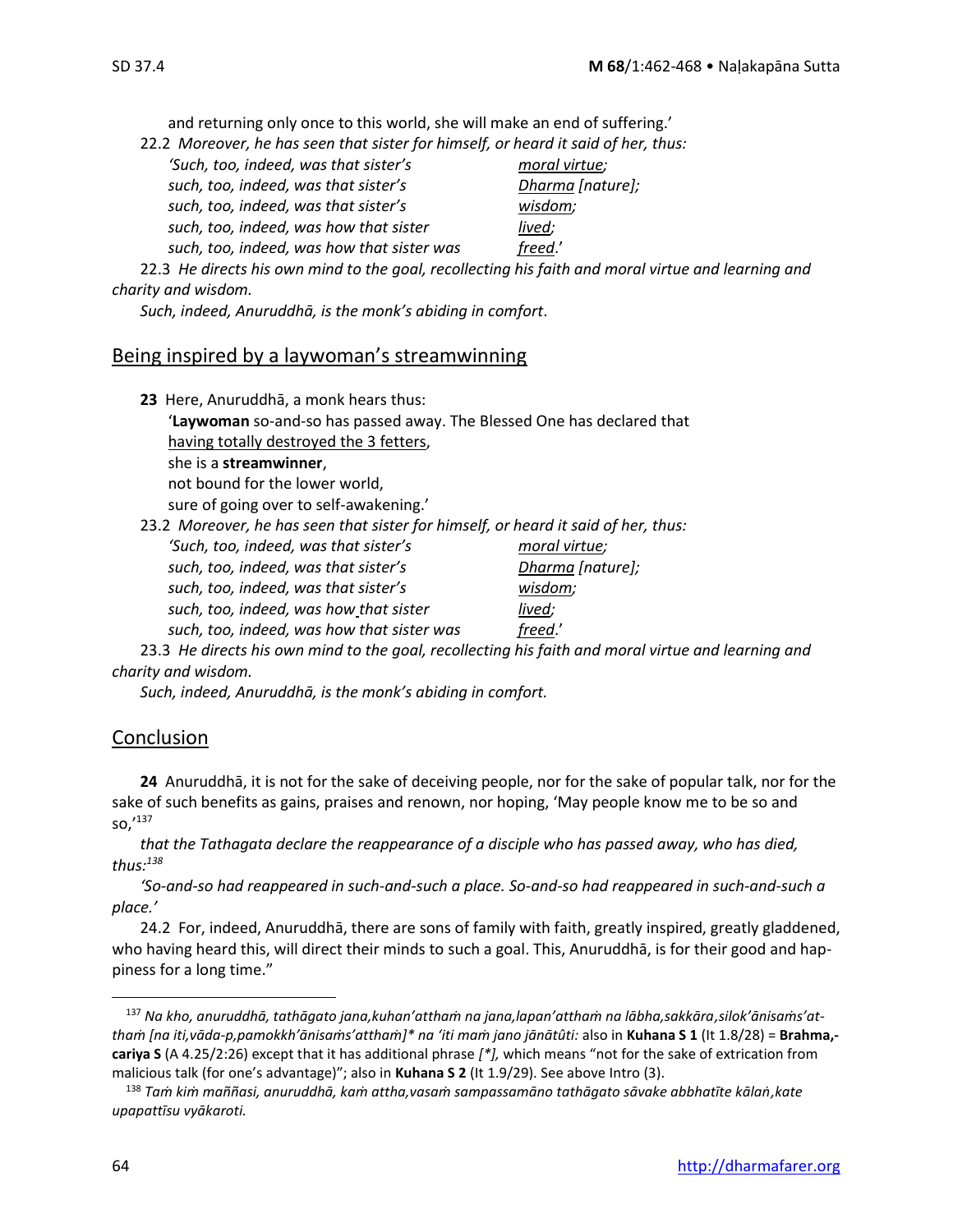and returning only once to this world, she will make an end of suffering.'

22.2 *Moreover, he has seen that sister for himself, or heard it said of her, thus:*

| | |
|---|---|
| *'Such, too, indeed, was that sister's* | *moral virtue;* |
| *such, too, indeed, was that sister's* | *Dharma [nature];* |
| *such, too, indeed, was that sister's* | *wisdom;* |
| *such, too, indeed, was how that sister* | *lived;* |
| *such, too, indeed, was how that sister was* | *freed.'* |

22.3 *He directs his own mind to the goal, recollecting his faith and moral virtue and learning and charity and wisdom.*

*Such, indeed, Anuruddhā, is the monk's abiding in comfort.*

## Being inspired by a laywoman's streamwinning

**23** Here, Anuruddhā, a monk hears thus:

'**Laywoman** so-and-so has passed away. The Blessed One has declared that
having totally destroyed the 3 fetters,
she is a **streamwinner**,
not bound for the lower world,
sure of going over to self-awakening.'

23.2 *Moreover, he has seen that sister for himself, or heard it said of her, thus:*

| | |
|---|---|
| *'Such, too, indeed, was that sister's* | *moral virtue;* |
| *such, too, indeed, was that sister's* | *Dharma [nature];* |
| *such, too, indeed, was that sister's* | *wisdom;* |
| *such, too, indeed, was how that sister* | *lived;* |
| *such, too, indeed, was how that sister was* | *freed.'* |

23.3 *He directs his own mind to the goal, recollecting his faith and moral virtue and learning and charity and wisdom.*

*Such, indeed, Anuruddhā, is the monk's abiding in comfort.*

## Conclusion

**24** Anuruddhā, it is not for the sake of deceiving people, nor for the sake of popular talk, nor for the sake of such benefits as gains, praises and renown, nor hoping, 'May people know me to be so and so,'[137]

*that the Tathagata declare the reappearance of a disciple who has passed away, who has died, thus:*[138]

*'So-and-so had reappeared in such-and-such a place. So-and-so had reappeared in such-and-such a place.'*

24.2 For, indeed, Anuruddhā, there are sons of family with faith, greatly inspired, greatly gladdened, who having heard this, will direct their minds to such a goal. This, Anuruddhā, is for their good and happiness for a long time."

---

[137] *Na kho, anuruddhā, tathāgato jana,kuhan'atthaṁ na jana,lapan'atthaṁ na lābha,sakkāra,silok'ānisaṁs'atthaṁ [na iti,vāda-p,pamokkh'ānisaṁs'atthaṁ]\* na 'iti maṁ jano jānātûti:* also in **Kuhana S 1** (It 1.8/28) = **Brahma,cariya S** (A 4.25/2:26) except that it has additional phrase *[\*],* which means "not for the sake of extrication from malicious talk (for one's advantage)"; also in **Kuhana S 2** (It 1.9/29). See above Intro (3).

[138] *Taṁ kiṁ maññasi, anuruddhā, kaṁ attha,vasaṁ sampassamāno tathāgato sāvake abbhatīte kālaṅ,kate upapattīsu vyākaroti.*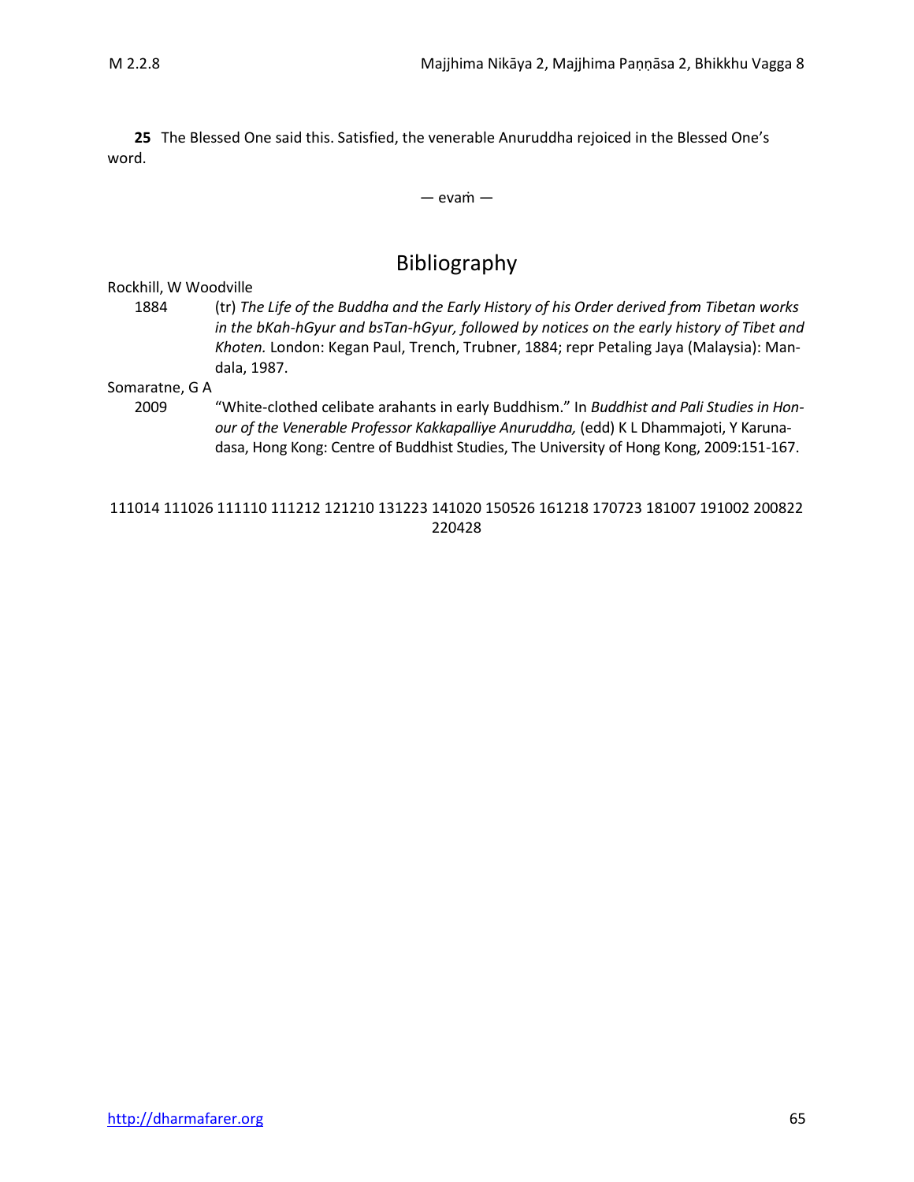**25** The Blessed One said this. Satisfied, the venerable Anuruddha rejoiced in the Blessed One's word.

— evaṁ —

# Bibliography

Rockhill, W Woodville

1884 (tr) *The Life of the Buddha and the Early History of his Order derived from Tibetan works in the bKah-hGyur and bsTan-hGyur, followed by notices on the early history of Tibet and Khoten.* London: Kegan Paul, Trench, Trubner, 1884; repr Petaling Jaya (Malaysia): Mandala, 1987.

Somaratne, G A

2009 "White-clothed celibate arahants in early Buddhism." In *Buddhist and Pali Studies in Honour of the Venerable Professor Kakkapalliye Anuruddha,* (edd) K L Dhammajoti, Y Karunadasa, Hong Kong: Centre of Buddhist Studies, The University of Hong Kong, 2009:151-167.

111014 111026 111110 111212 121210 131223 141020 150526 161218 170723 181007 191002 200822 220428